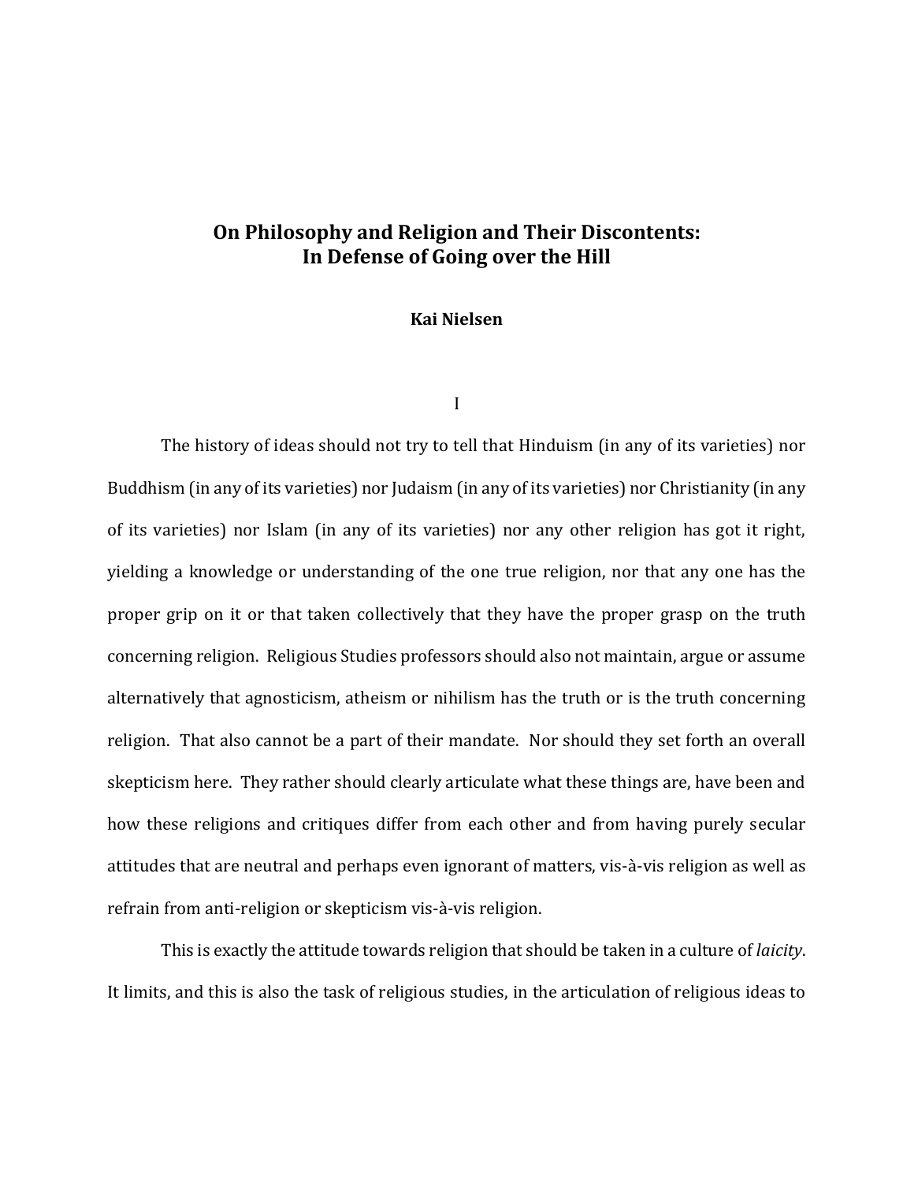# On Philosophy and Religion and Their Discontents: In Defense of Going over the Hill

**Kai Nielsen**

## I

The history of ideas should not try to tell that Hinduism (in any of its varieties) nor Buddhism (in any of its varieties) nor Judaism (in any of its varieties) nor Christianity (in any of its varieties) nor Islam (in any of its varieties) nor any other religion has got it right, yielding a knowledge or understanding of the one true religion, nor that any one has the proper grip on it or that taken collectively that they have the proper grasp on the truth concerning religion. Religious Studies professors should also not maintain, argue or assume alternatively that agnosticism, atheism or nihilism has the truth or is the truth concerning religion. That also cannot be a part of their mandate. Nor should they set forth an overall skepticism here. They rather should clearly articulate what these things are, have been and how these religions and critiques differ from each other and from having purely secular attitudes that are neutral and perhaps even ignorant of matters, vis-à-vis religion as well as refrain from anti-religion or skepticism vis-à-vis religion.

This is exactly the attitude towards religion that should be taken in a culture of *laicity*. It limits, and this is also the task of religious studies, in the articulation of religious ideas to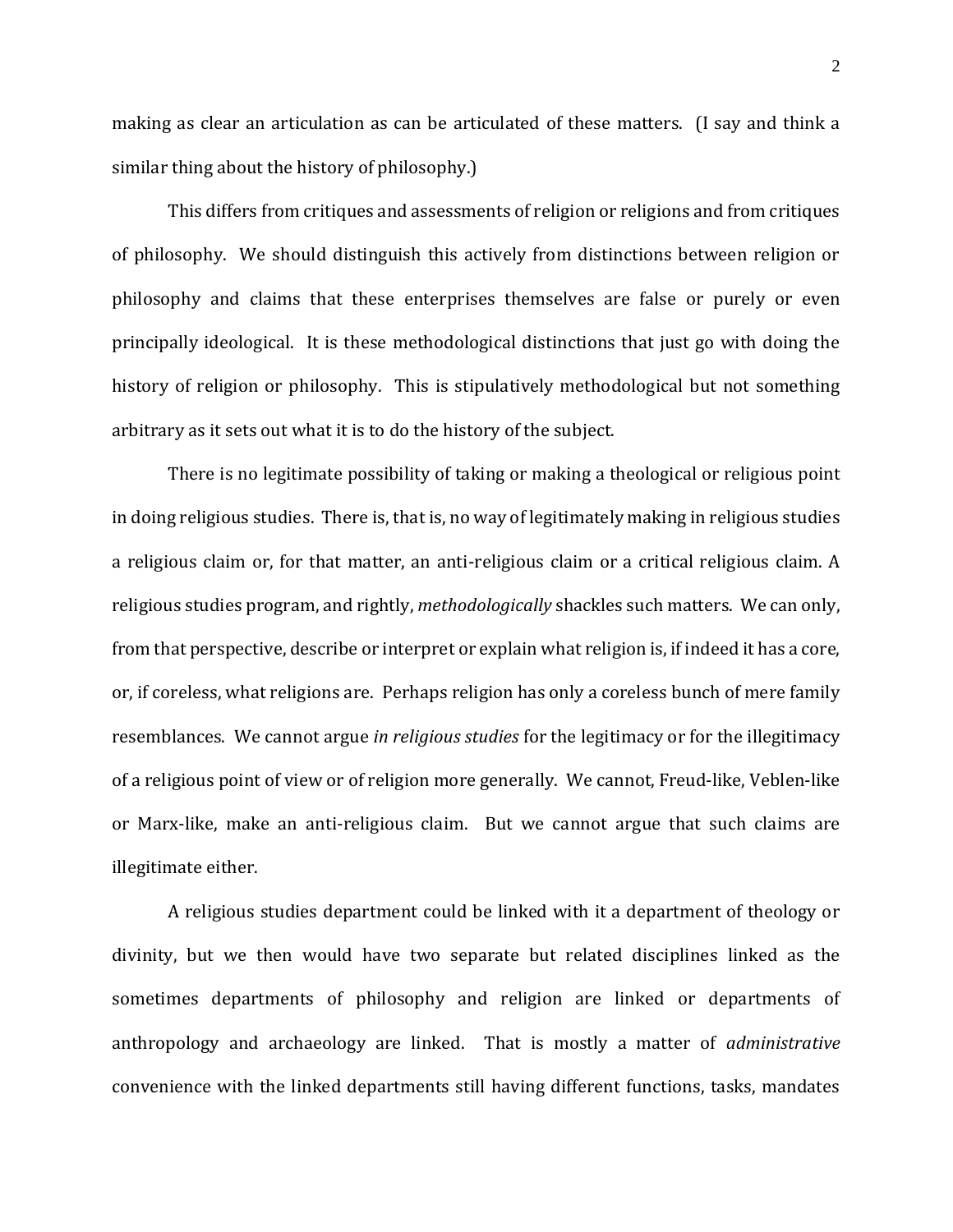making as clear an articulation as can be articulated of these matters. (I say and think a similar thing about the history of philosophy.)

This differs from critiques and assessments of religion or religions and from critiques of philosophy. We should distinguish this actively from distinctions between religion or philosophy and claims that these enterprises themselves are false or purely or even principally ideological. It is these methodological distinctions that just go with doing the history of religion or philosophy. This is stipulatively methodological but not something arbitrary as it sets out what it is to do the history of the subject.

There is no legitimate possibility of taking or making a theological or religious point in doing religious studies. There is, that is, no way of legitimately making in religious studies a religious claim or, for that matter, an anti-religious claim or a critical religious claim. A religious studies program, and rightly, *methodologically* shackles such matters. We can only, from that perspective, describe or interpret or explain what religion is, if indeed it has a core, or, if coreless, what religions are. Perhaps religion has only a coreless bunch of mere family resemblances. We cannot argue *in religious studies* for the legitimacy or for the illegitimacy of a religious point of view or of religion more generally. We cannot, Freud-like, Veblen-like or Marx-like, make an anti-religious claim. But we cannot argue that such claims are illegitimate either.

A religious studies department could be linked with it a department of theology or divinity, but we then would have two separate but related disciplines linked as the sometimes departments of philosophy and religion are linked or departments of anthropology and archaeology are linked. That is mostly a matter of *administrative* convenience with the linked departments still having different functions, tasks, mandates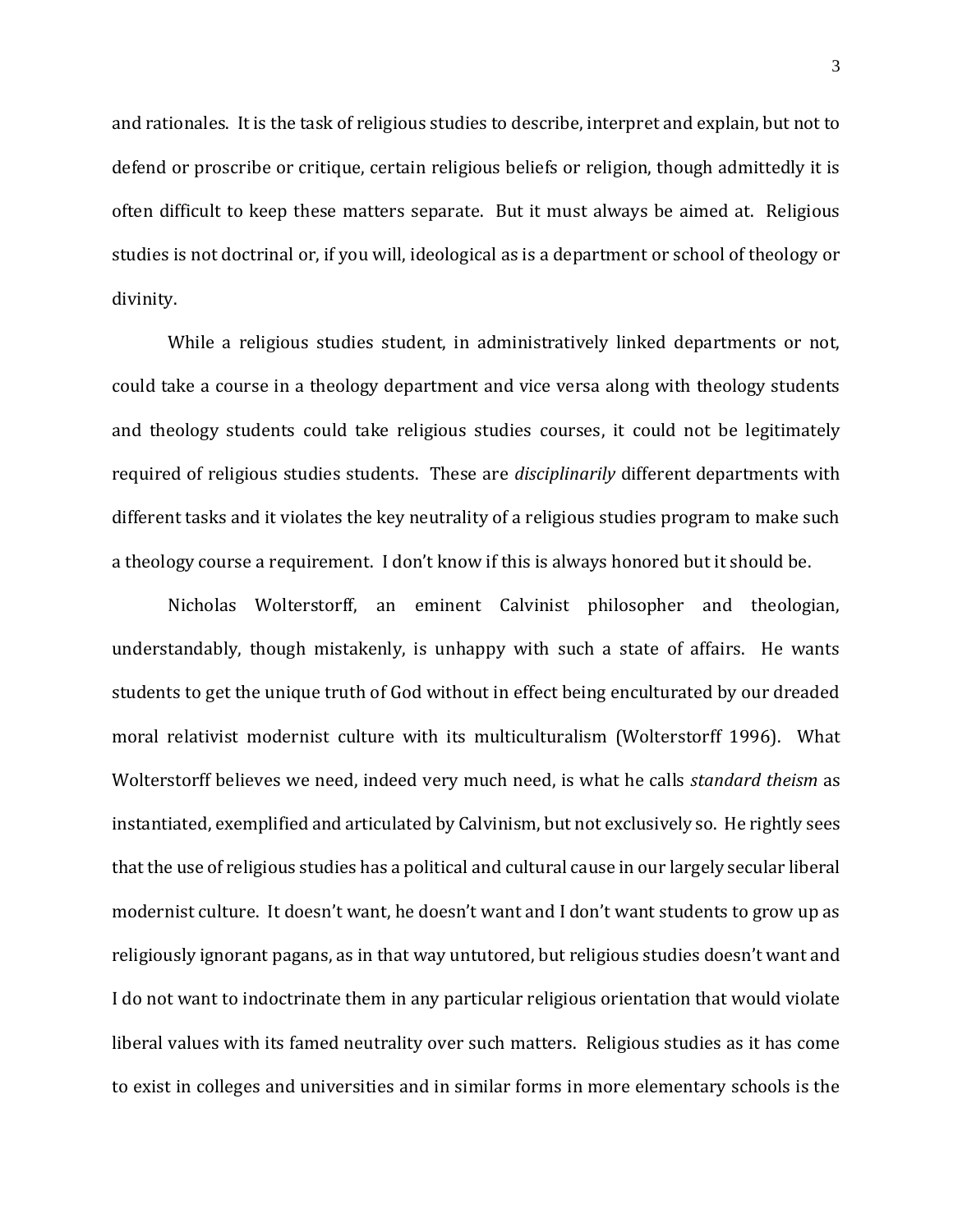and rationales. It is the task of religious studies to describe, interpret and explain, but not to defend or proscribe or critique, certain religious beliefs or religion, though admittedly it is often difficult to keep these matters separate. But it must always be aimed at. Religious studies is not doctrinal or, if you will, ideological as is a department or school of theology or divinity.

While a religious studies student, in administratively linked departments or not, could take a course in a theology department and vice versa along with theology students and theology students could take religious studies courses, it could not be legitimately required of religious studies students. These are *disciplinarily* different departments with different tasks and it violates the key neutrality of a religious studies program to make such a theology course a requirement. I don't know if this is always honored but it should be.

Nicholas Wolterstorff, an eminent Calvinist philosopher and theologian, understandably, though mistakenly, is unhappy with such a state of affairs. He wants students to get the unique truth of God without in effect being enculturated by our dreaded moral relativist modernist culture with its multiculturalism (Wolterstorff 1996). What Wolterstorff believes we need, indeed very much need, is what he calls *standard theism* as instantiated, exemplified and articulated by Calvinism, but not exclusively so. He rightly sees that the use of religious studies has a political and cultural cause in our largely secular liberal modernist culture. It doesn't want, he doesn't want and I don't want students to grow up as religiously ignorant pagans, as in that way untutored, but religious studies doesn't want and I do not want to indoctrinate them in any particular religious orientation that would violate liberal values with its famed neutrality over such matters. Religious studies as it has come to exist in colleges and universities and in similar forms in more elementary schools is the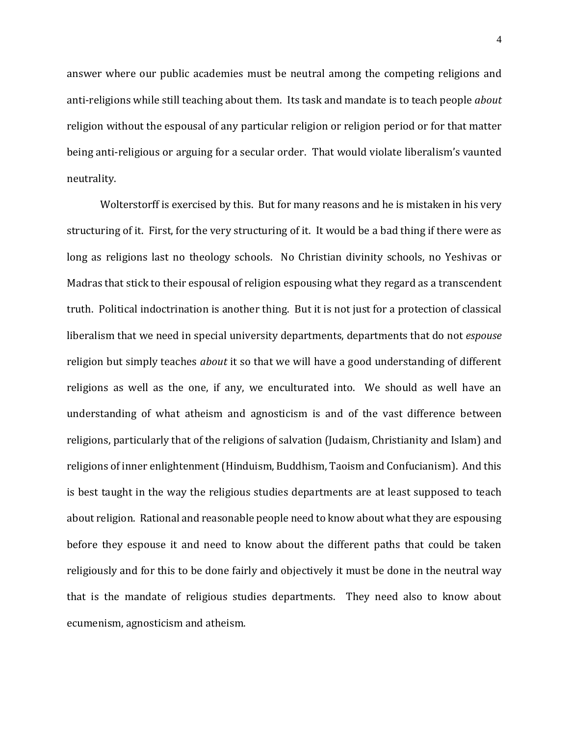answer where our public academies must be neutral among the competing religions and anti-religions while still teaching about them. Its task and mandate is to teach people *about* religion without the espousal of any particular religion or religion period or for that matter being anti-religious or arguing for a secular order. That would violate liberalism's vaunted neutrality.

Wolterstorff is exercised by this. But for many reasons and he is mistaken in his very structuring of it. First, for the very structuring of it. It would be a bad thing if there were as long as religions last no theology schools. No Christian divinity schools, no Yeshivas or Madras that stick to their espousal of religion espousing what they regard as a transcendent truth. Political indoctrination is another thing. But it is not just for a protection of classical liberalism that we need in special university departments, departments that do not *espouse* religion but simply teaches *about* it so that we will have a good understanding of different religions as well as the one, if any, we enculturated into. We should as well have an understanding of what atheism and agnosticism is and of the vast difference between religions, particularly that of the religions of salvation (Judaism, Christianity and Islam) and religions of inner enlightenment (Hinduism, Buddhism, Taoism and Confucianism). And this is best taught in the way the religious studies departments are at least supposed to teach about religion. Rational and reasonable people need to know about what they are espousing before they espouse it and need to know about the different paths that could be taken religiously and for this to be done fairly and objectively it must be done in the neutral way that is the mandate of religious studies departments. They need also to know about ecumenism, agnosticism and atheism.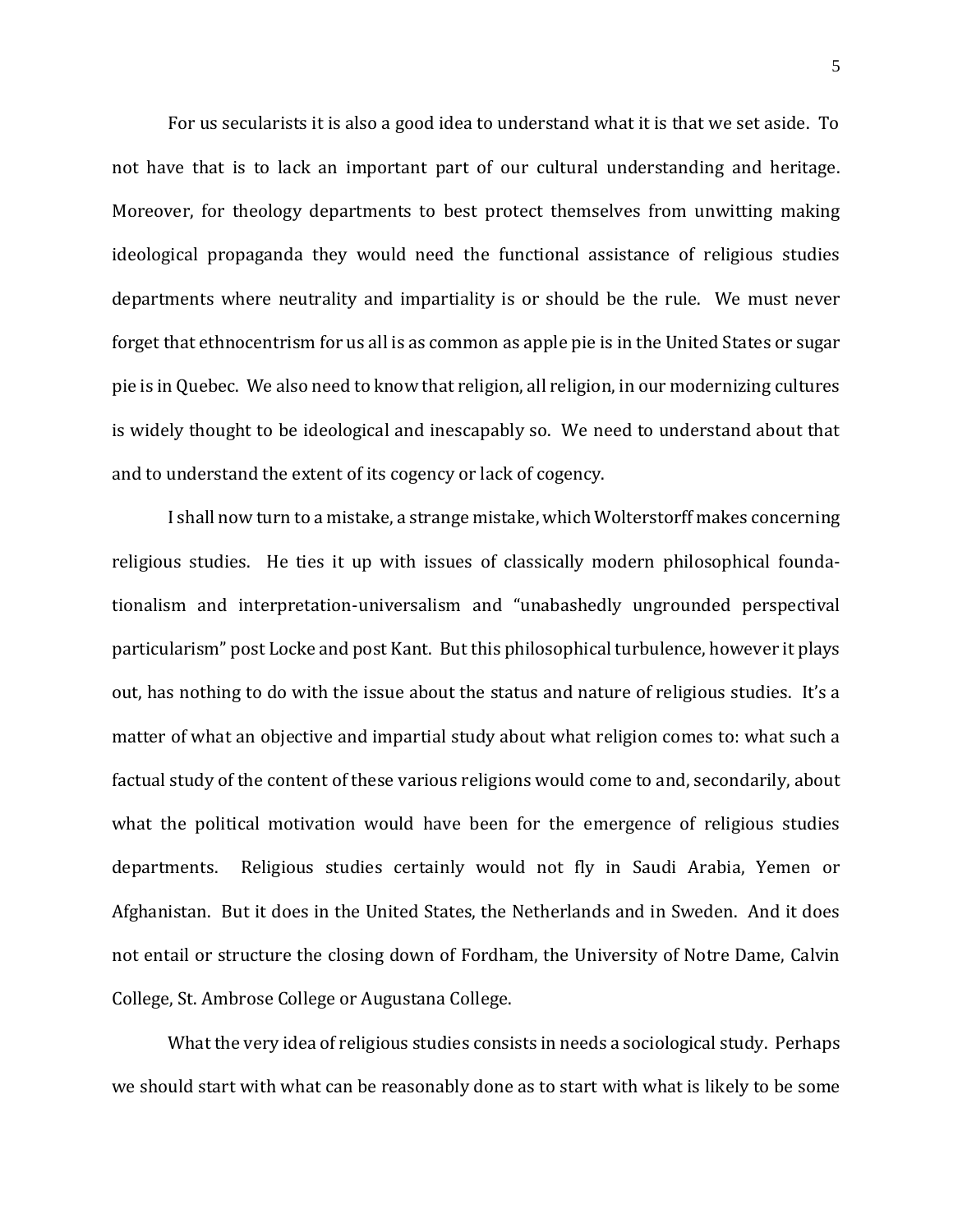For us secularists it is also a good idea to understand what it is that we set aside. To not have that is to lack an important part of our cultural understanding and heritage. Moreover, for theology departments to best protect themselves from unwitting making ideological propaganda they would need the functional assistance of religious studies departments where neutrality and impartiality is or should be the rule. We must never forget that ethnocentrism for us all is as common as apple pie is in the United States or sugar pie is in Quebec. We also need to know that religion, all religion, in our modernizing cultures is widely thought to be ideological and inescapably so. We need to understand about that and to understand the extent of its cogency or lack of cogency.

I shall now turn to a mistake, a strange mistake, which Wolterstorff makes concerning religious studies. He ties it up with issues of classically modern philosophical foundationalism and interpretation-universalism and "unabashedly ungrounded perspectival particularism" post Locke and post Kant. But this philosophical turbulence, however it plays out, has nothing to do with the issue about the status and nature of religious studies. It's a matter of what an objective and impartial study about what religion comes to: what such a factual study of the content of these various religions would come to and, secondarily, about what the political motivation would have been for the emergence of religious studies departments. Religious studies certainly would not fly in Saudi Arabia, Yemen or Afghanistan. But it does in the United States, the Netherlands and in Sweden. And it does not entail or structure the closing down of Fordham, the University of Notre Dame, Calvin College, St. Ambrose College or Augustana College.

What the very idea of religious studies consists in needs a sociological study. Perhaps we should start with what can be reasonably done as to start with what is likely to be some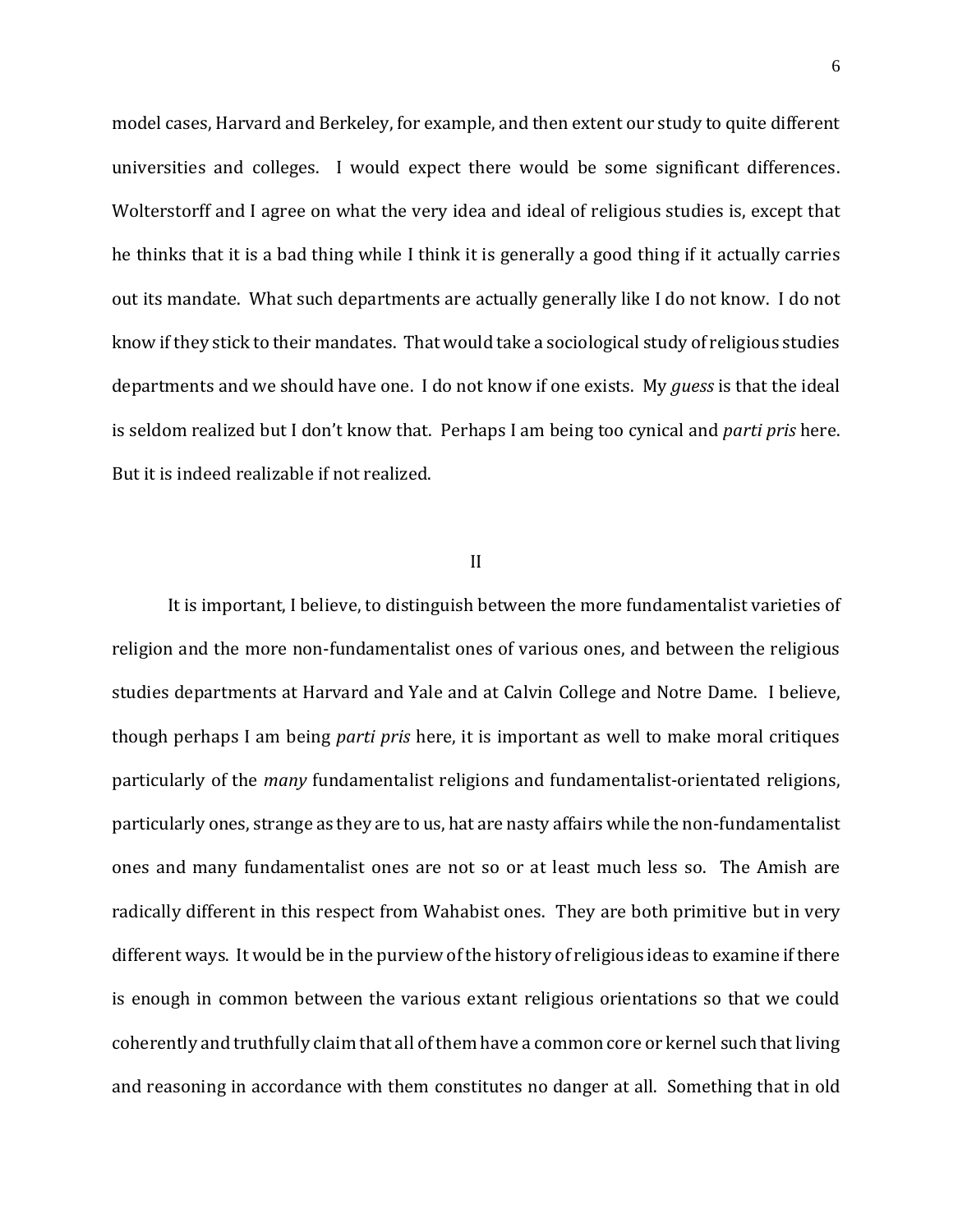model cases, Harvard and Berkeley, for example, and then extent our study to quite different universities and colleges. I would expect there would be some significant differences. Wolterstorff and I agree on what the very idea and ideal of religious studies is, except that he thinks that it is a bad thing while I think it is generally a good thing if it actually carries out its mandate. What such departments are actually generally like I do not know. I do not know if they stick to their mandates. That would take a sociological study of religious studies departments and we should have one. I do not know if one exists. My *guess* is that the ideal is seldom realized but I don't know that. Perhaps I am being too cynical and *parti pris* here. But it is indeed realizable if not realized.

## II

It is important, I believe, to distinguish between the more fundamentalist varieties of religion and the more non-fundamentalist ones of various ones, and between the religious studies departments at Harvard and Yale and at Calvin College and Notre Dame. I believe, though perhaps I am being *parti pris* here, it is important as well to make moral critiques particularly of the *many* fundamentalist religions and fundamentalist-orientated religions, particularly ones, strange as they are to us, hat are nasty affairs while the non-fundamentalist ones and many fundamentalist ones are not so or at least much less so. The Amish are radically different in this respect from Wahabist ones. They are both primitive but in very different ways. It would be in the purview of the history of religious ideas to examine if there is enough in common between the various extant religious orientations so that we could coherently and truthfully claim that all of them have a common core or kernel such that living and reasoning in accordance with them constitutes no danger at all. Something that in old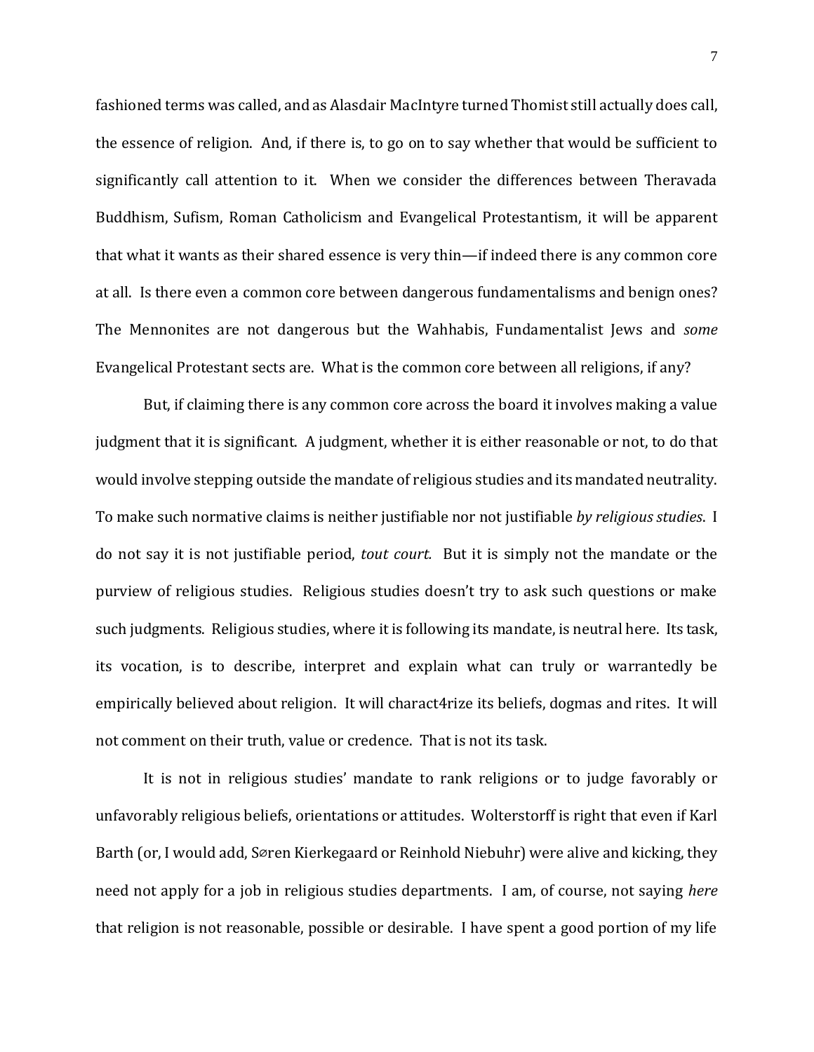fashioned terms was called, and as Alasdair MacIntyre turned Thomist still actually does call, the essence of religion. And, if there is, to go on to say whether that would be sufficient to significantly call attention to it. When we consider the differences between Theravada Buddhism, Sufism, Roman Catholicism and Evangelical Protestantism, it will be apparent that what it wants as their shared essence is very thin—if indeed there is any common core at all. Is there even a common core between dangerous fundamentalisms and benign ones? The Mennonites are not dangerous but the Wahhabis, Fundamentalist Jews and *some* Evangelical Protestant sects are. What is the common core between all religions, if any?

But, if claiming there is any common core across the board it involves making a value judgment that it is significant. A judgment, whether it is either reasonable or not, to do that would involve stepping outside the mandate of religious studies and its mandated neutrality. To make such normative claims is neither justifiable nor not justifiable *by religious studies*. I do not say it is not justifiable period, *tout court.* But it is simply not the mandate or the purview of religious studies. Religious studies doesn't try to ask such questions or make such judgments. Religious studies, where it is following its mandate, is neutral here. Its task, its vocation, is to describe, interpret and explain what can truly or warrantedly be empirically believed about religion. It will charact4rize its beliefs, dogmas and rites. It will not comment on their truth, value or credence. That is not its task.

It is not in religious studies' mandate to rank religions or to judge favorably or unfavorably religious beliefs, orientations or attitudes. Wolterstorff is right that even if Karl Barth (or, I would add, Søren Kierkegaard or Reinhold Niebuhr) were alive and kicking, they need not apply for a job in religious studies departments. I am, of course, not saying *here* that religion is not reasonable, possible or desirable. I have spent a good portion of my life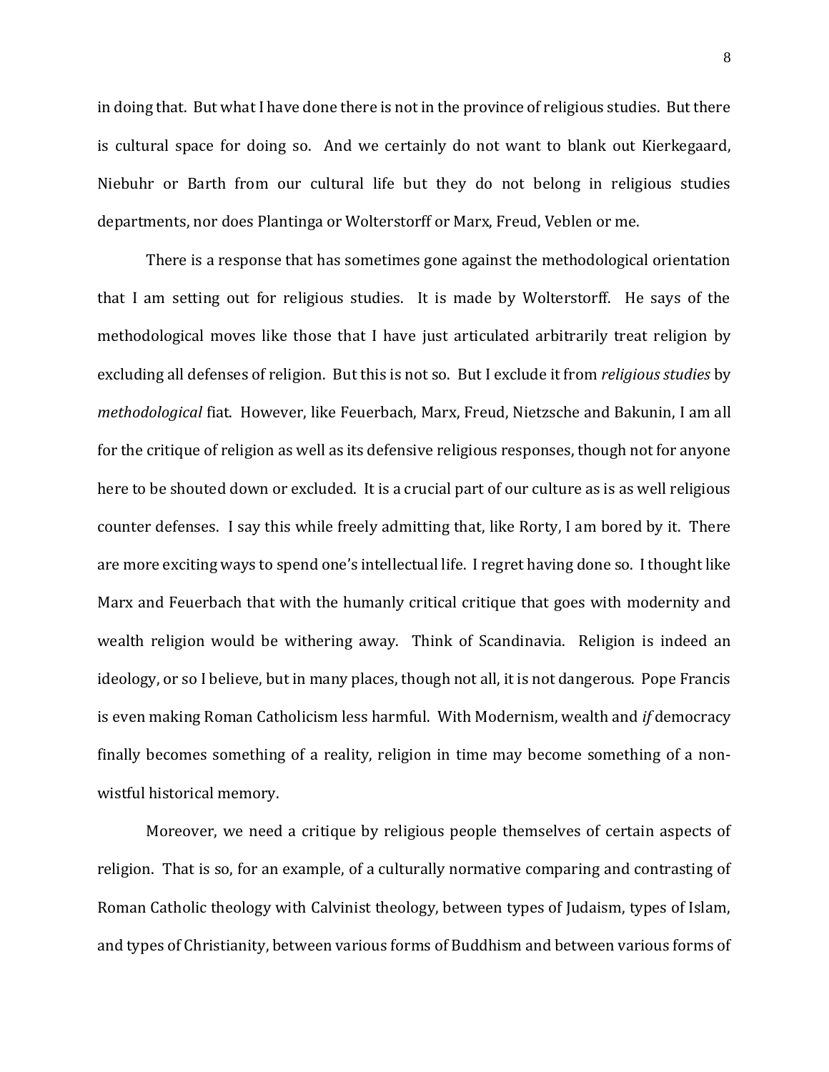in doing that. But what I have done there is not in the province of religious studies. But there is cultural space for doing so. And we certainly do not want to blank out Kierkegaard, Niebuhr or Barth from our cultural life but they do not belong in religious studies departments, nor does Plantinga or Wolterstorff or Marx, Freud, Veblen or me.

There is a response that has sometimes gone against the methodological orientation that I am setting out for religious studies. It is made by Wolterstorff. He says of the methodological moves like those that I have just articulated arbitrarily treat religion by excluding all defenses of religion. But this is not so. But I exclude it from *religious studies* by *methodological* fiat. However, like Feuerbach, Marx, Freud, Nietzsche and Bakunin, I am all for the critique of religion as well as its defensive religious responses, though not for anyone here to be shouted down or excluded. It is a crucial part of our culture as is as well religious counter defenses. I say this while freely admitting that, like Rorty, I am bored by it. There are more exciting ways to spend one's intellectual life. I regret having done so. I thought like Marx and Feuerbach that with the humanly critical critique that goes with modernity and wealth religion would be withering away. Think of Scandinavia. Religion is indeed an ideology, or so I believe, but in many places, though not all, it is not dangerous. Pope Francis is even making Roman Catholicism less harmful. With Modernism, wealth and *if* democracy finally becomes something of a reality, religion in time may become something of a non-wistful historical memory.

Moreover, we need a critique by religious people themselves of certain aspects of religion. That is so, for an example, of a culturally normative comparing and contrasting of Roman Catholic theology with Calvinist theology, between types of Judaism, types of Islam, and types of Christianity, between various forms of Buddhism and between various forms of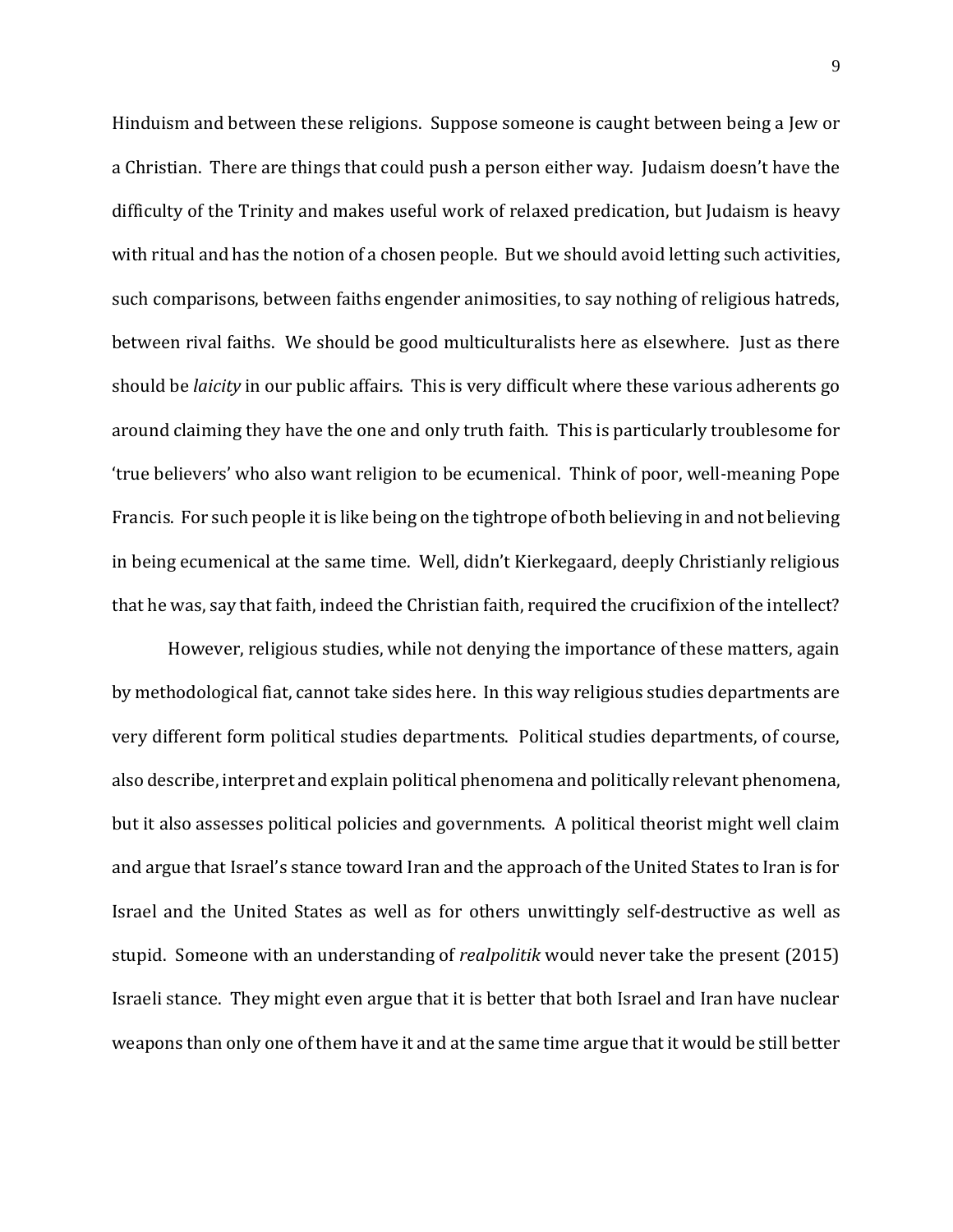Hinduism and between these religions. Suppose someone is caught between being a Jew or a Christian. There are things that could push a person either way. Judaism doesn't have the difficulty of the Trinity and makes useful work of relaxed predication, but Judaism is heavy with ritual and has the notion of a chosen people. But we should avoid letting such activities, such comparisons, between faiths engender animosities, to say nothing of religious hatreds, between rival faiths. We should be good multiculturalists here as elsewhere. Just as there should be *laicity* in our public affairs. This is very difficult where these various adherents go around claiming they have the one and only truth faith. This is particularly troublesome for 'true believers' who also want religion to be ecumenical. Think of poor, well-meaning Pope Francis. For such people it is like being on the tightrope of both believing in and not believing in being ecumenical at the same time. Well, didn't Kierkegaard, deeply Christianly religious that he was, say that faith, indeed the Christian faith, required the crucifixion of the intellect?

However, religious studies, while not denying the importance of these matters, again by methodological fiat, cannot take sides here. In this way religious studies departments are very different form political studies departments. Political studies departments, of course, also describe, interpret and explain political phenomena and politically relevant phenomena, but it also assesses political policies and governments. A political theorist might well claim and argue that Israel's stance toward Iran and the approach of the United States to Iran is for Israel and the United States as well as for others unwittingly self-destructive as well as stupid. Someone with an understanding of *realpolitik* would never take the present (2015) Israeli stance. They might even argue that it is better that both Israel and Iran have nuclear weapons than only one of them have it and at the same time argue that it would be still better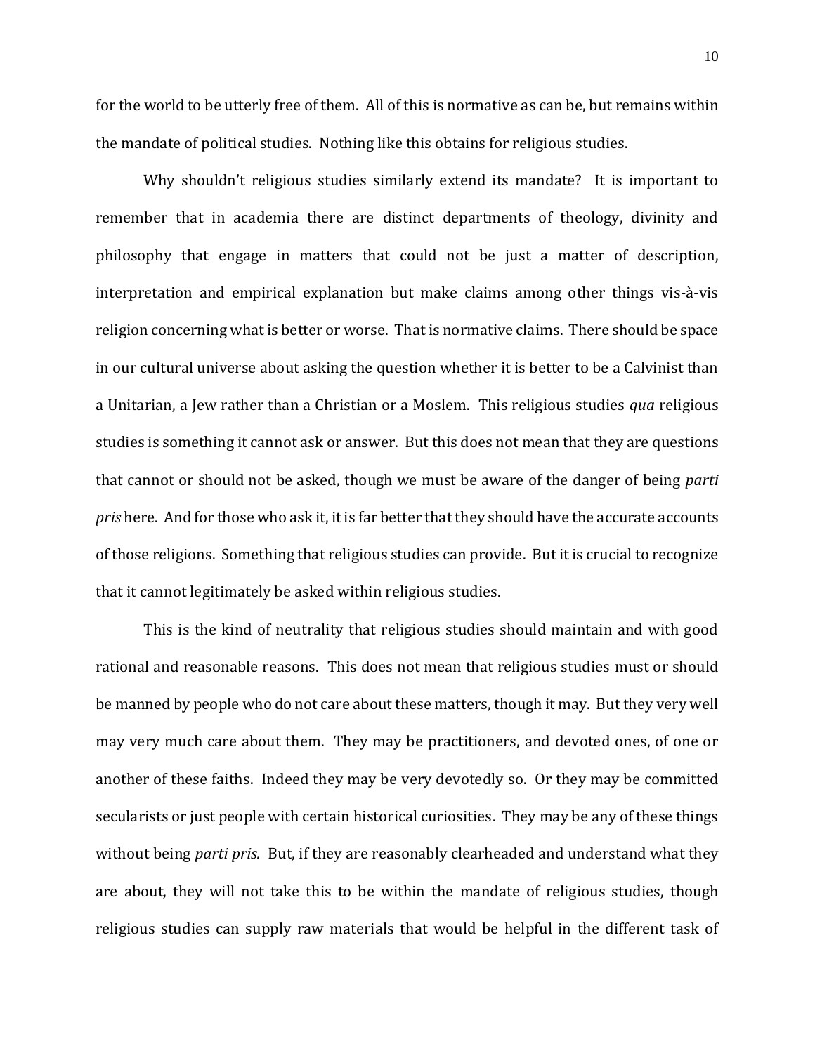for the world to be utterly free of them. All of this is normative as can be, but remains within the mandate of political studies. Nothing like this obtains for religious studies.

Why shouldn't religious studies similarly extend its mandate? It is important to remember that in academia there are distinct departments of theology, divinity and philosophy that engage in matters that could not be just a matter of description, interpretation and empirical explanation but make claims among other things vis-à-vis religion concerning what is better or worse. That is normative claims. There should be space in our cultural universe about asking the question whether it is better to be a Calvinist than a Unitarian, a Jew rather than a Christian or a Moslem. This religious studies *qua* religious studies is something it cannot ask or answer. But this does not mean that they are questions that cannot or should not be asked, though we must be aware of the danger of being *parti pris* here. And for those who ask it, it is far better that they should have the accurate accounts of those religions. Something that religious studies can provide. But it is crucial to recognize that it cannot legitimately be asked within religious studies.

This is the kind of neutrality that religious studies should maintain and with good rational and reasonable reasons. This does not mean that religious studies must or should be manned by people who do not care about these matters, though it may. But they very well may very much care about them. They may be practitioners, and devoted ones, of one or another of these faiths. Indeed they may be very devotedly so. Or they may be committed secularists or just people with certain historical curiosities. They may be any of these things without being *parti pris.* But, if they are reasonably clearheaded and understand what they are about, they will not take this to be within the mandate of religious studies, though religious studies can supply raw materials that would be helpful in the different task of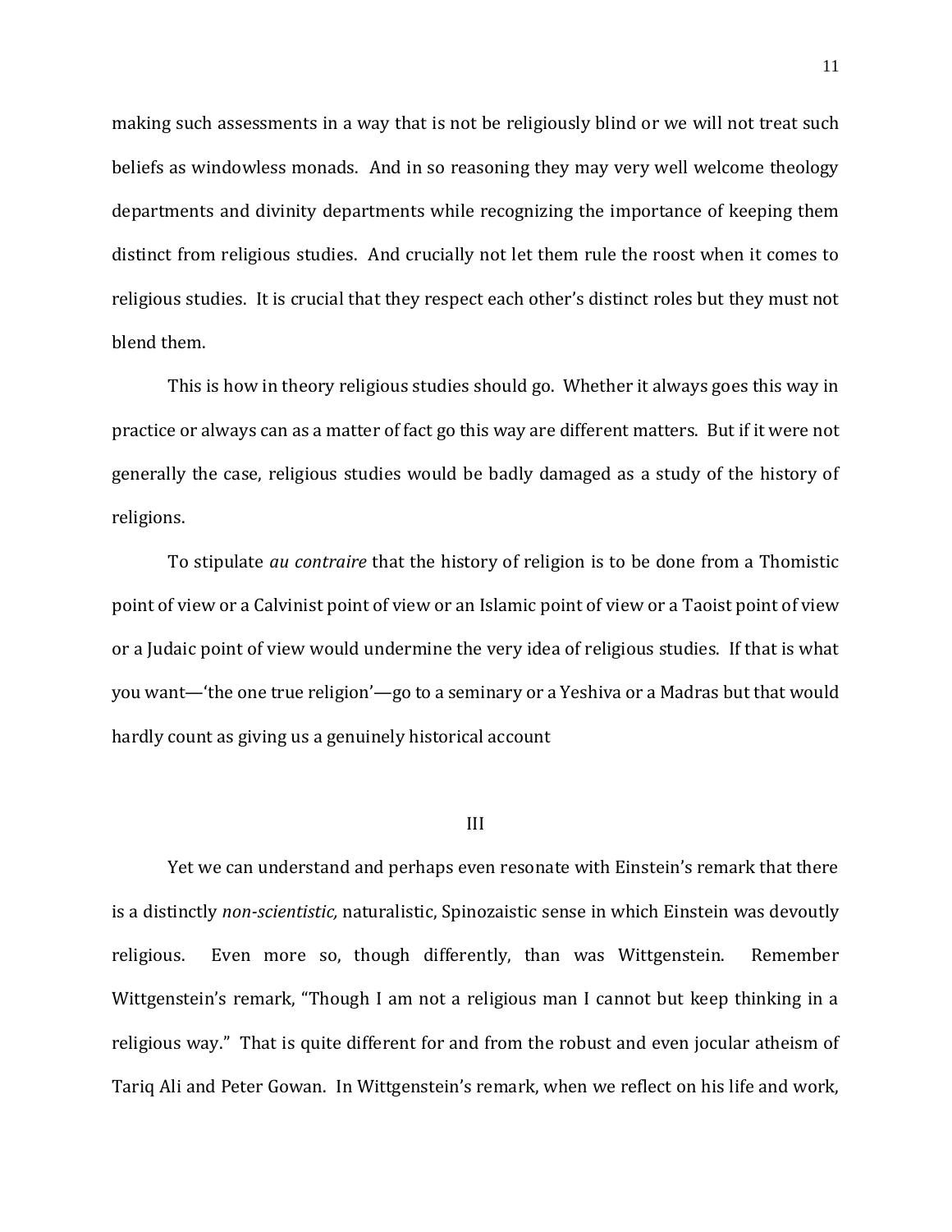making such assessments in a way that is not be religiously blind or we will not treat such beliefs as windowless monads. And in so reasoning they may very well welcome theology departments and divinity departments while recognizing the importance of keeping them distinct from religious studies. And crucially not let them rule the roost when it comes to religious studies. It is crucial that they respect each other's distinct roles but they must not blend them.

This is how in theory religious studies should go. Whether it always goes this way in practice or always can as a matter of fact go this way are different matters. But if it were not generally the case, religious studies would be badly damaged as a study of the history of religions.

To stipulate *au contraire* that the history of religion is to be done from a Thomistic point of view or a Calvinist point of view or an Islamic point of view or a Taoist point of view or a Judaic point of view would undermine the very idea of religious studies. If that is what you want—'the one true religion'—go to a seminary or a Yeshiva or a Madras but that would hardly count as giving us a genuinely historical account

## III

Yet we can understand and perhaps even resonate with Einstein's remark that there is a distinctly *non-scientistic,* naturalistic, Spinozaistic sense in which Einstein was devoutly religious. Even more so, though differently, than was Wittgenstein. Remember Wittgenstein's remark, "Though I am not a religious man I cannot but keep thinking in a religious way." That is quite different for and from the robust and even jocular atheism of Tariq Ali and Peter Gowan. In Wittgenstein's remark, when we reflect on his life and work,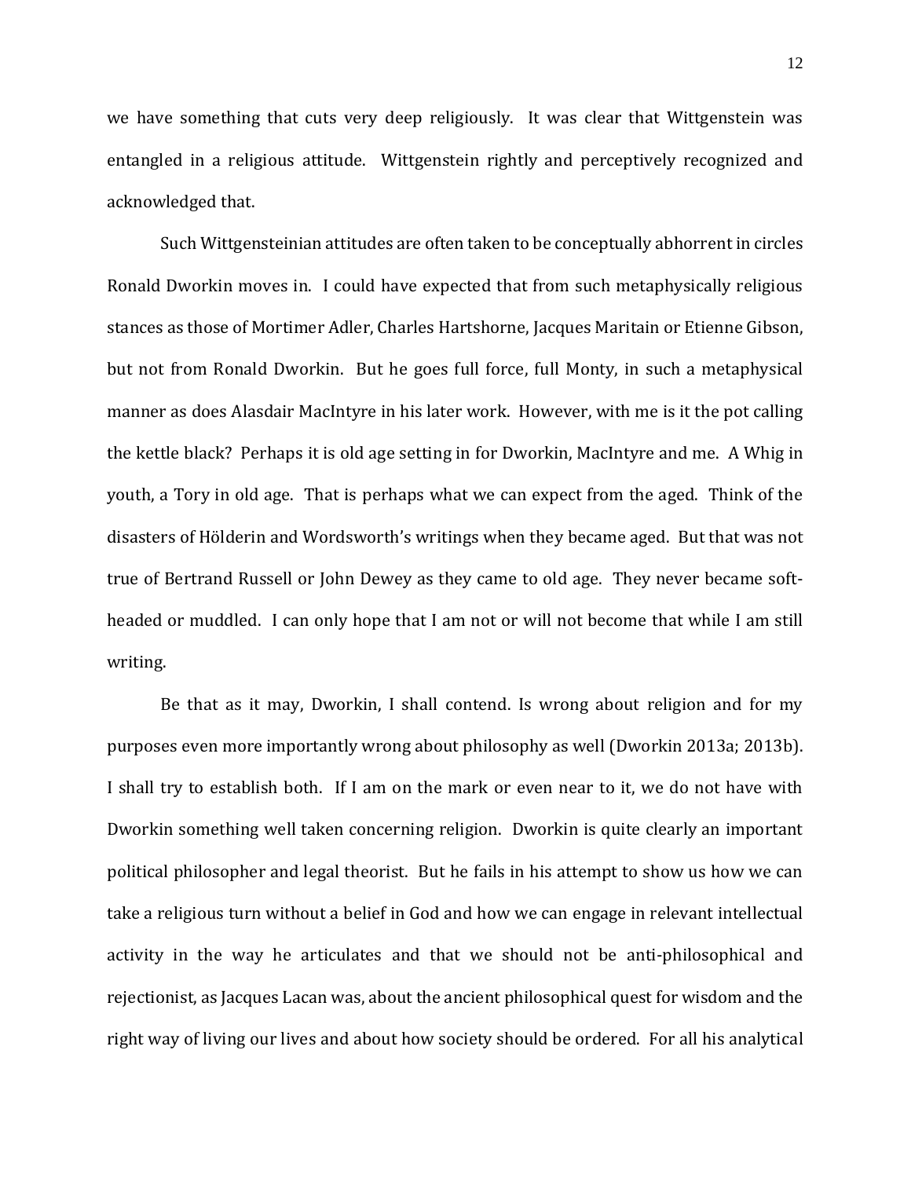we have something that cuts very deep religiously. It was clear that Wittgenstein was entangled in a religious attitude. Wittgenstein rightly and perceptively recognized and acknowledged that.

Such Wittgensteinian attitudes are often taken to be conceptually abhorrent in circles Ronald Dworkin moves in. I could have expected that from such metaphysically religious stances as those of Mortimer Adler, Charles Hartshorne, Jacques Maritain or Etienne Gibson, but not from Ronald Dworkin. But he goes full force, full Monty, in such a metaphysical manner as does Alasdair MacIntyre in his later work. However, with me is it the pot calling the kettle black? Perhaps it is old age setting in for Dworkin, MacIntyre and me. A Whig in youth, a Tory in old age. That is perhaps what we can expect from the aged. Think of the disasters of Hölderin and Wordsworth's writings when they became aged. But that was not true of Bertrand Russell or John Dewey as they came to old age. They never became soft-headed or muddled. I can only hope that I am not or will not become that while I am still writing.

Be that as it may, Dworkin, I shall contend. Is wrong about religion and for my purposes even more importantly wrong about philosophy as well (Dworkin 2013a; 2013b). I shall try to establish both. If I am on the mark or even near to it, we do not have with Dworkin something well taken concerning religion. Dworkin is quite clearly an important political philosopher and legal theorist. But he fails in his attempt to show us how we can take a religious turn without a belief in God and how we can engage in relevant intellectual activity in the way he articulates and that we should not be anti-philosophical and rejectionist, as Jacques Lacan was, about the ancient philosophical quest for wisdom and the right way of living our lives and about how society should be ordered. For all his analytical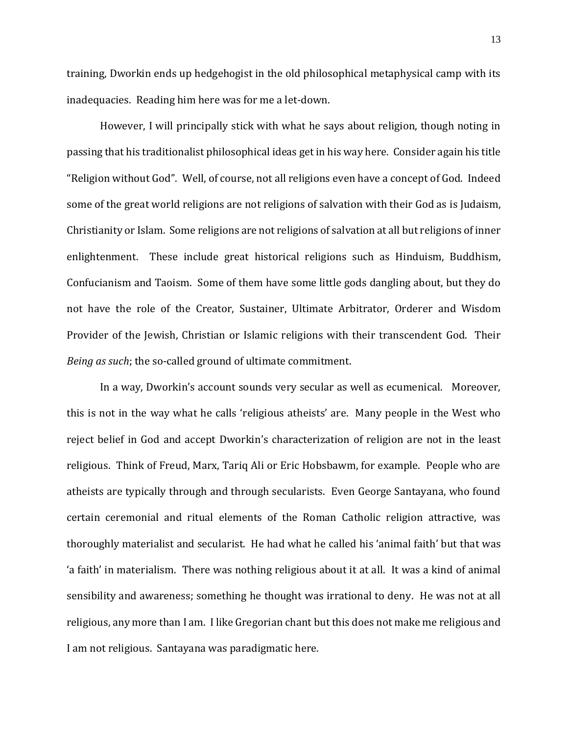training, Dworkin ends up hedgehogist in the old philosophical metaphysical camp with its inadequacies. Reading him here was for me a let-down.

However, I will principally stick with what he says about religion, though noting in passing that his traditionalist philosophical ideas get in his way here. Consider again his title "Religion without God". Well, of course, not all religions even have a concept of God. Indeed some of the great world religions are not religions of salvation with their God as is Judaism, Christianity or Islam. Some religions are not religions of salvation at all but religions of inner enlightenment. These include great historical religions such as Hinduism, Buddhism, Confucianism and Taoism. Some of them have some little gods dangling about, but they do not have the role of the Creator, Sustainer, Ultimate Arbitrator, Orderer and Wisdom Provider of the Jewish, Christian or Islamic religions with their transcendent God. Their *Being as such*; the so-called ground of ultimate commitment.

In a way, Dworkin's account sounds very secular as well as ecumenical. Moreover, this is not in the way what he calls 'religious atheists' are. Many people in the West who reject belief in God and accept Dworkin's characterization of religion are not in the least religious. Think of Freud, Marx, Tariq Ali or Eric Hobsbawm, for example. People who are atheists are typically through and through secularists. Even George Santayana, who found certain ceremonial and ritual elements of the Roman Catholic religion attractive, was thoroughly materialist and secularist. He had what he called his 'animal faith' but that was 'a faith' in materialism. There was nothing religious about it at all. It was a kind of animal sensibility and awareness; something he thought was irrational to deny. He was not at all religious, any more than I am. I like Gregorian chant but this does not make me religious and I am not religious. Santayana was paradigmatic here.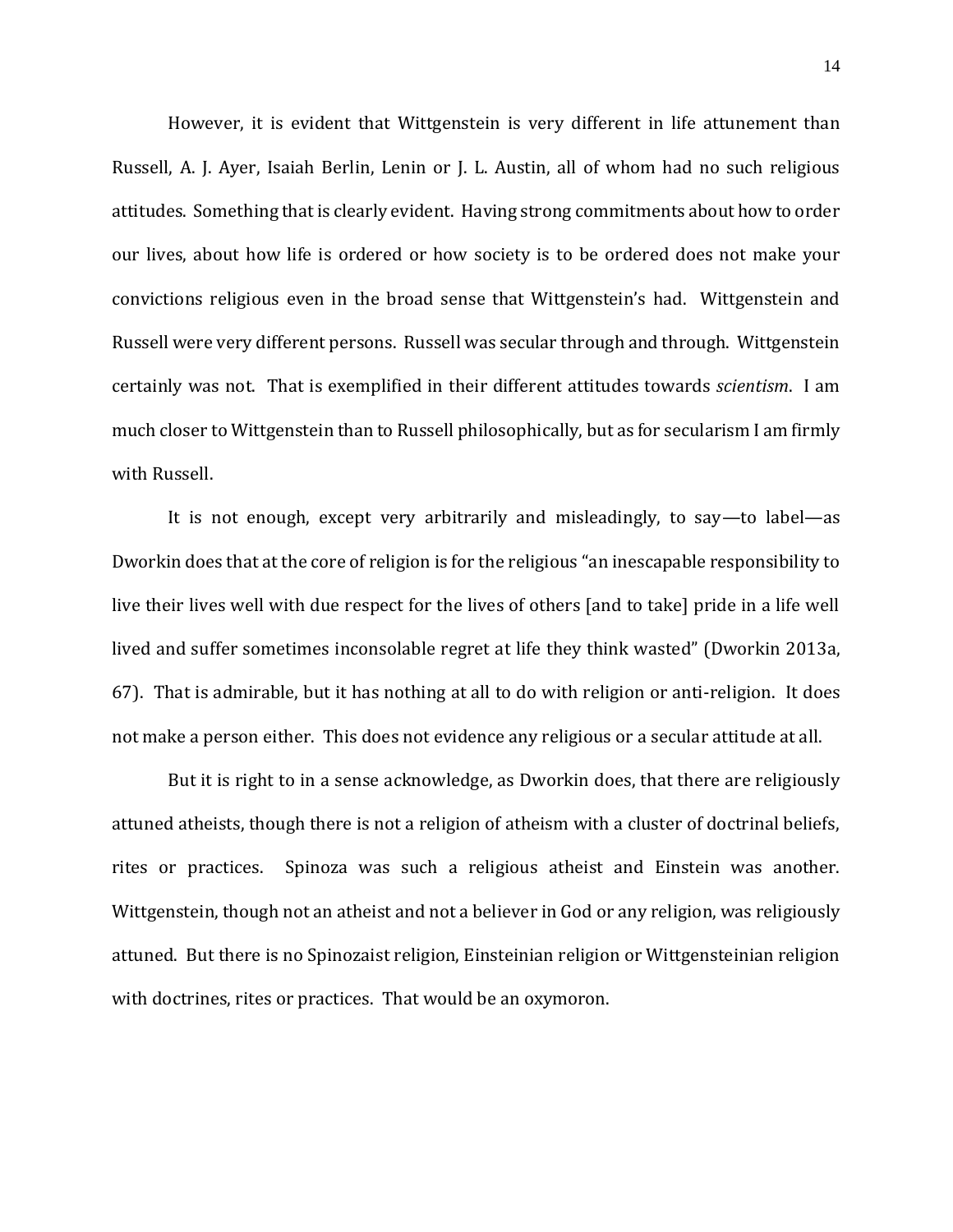However, it is evident that Wittgenstein is very different in life attunement than Russell, A. J. Ayer, Isaiah Berlin, Lenin or J. L. Austin, all of whom had no such religious attitudes. Something that is clearly evident. Having strong commitments about how to order our lives, about how life is ordered or how society is to be ordered does not make your convictions religious even in the broad sense that Wittgenstein's had. Wittgenstein and Russell were very different persons. Russell was secular through and through. Wittgenstein certainly was not. That is exemplified in their different attitudes towards *scientism*. I am much closer to Wittgenstein than to Russell philosophically, but as for secularism I am firmly with Russell.

It is not enough, except very arbitrarily and misleadingly, to say—to label—as Dworkin does that at the core of religion is for the religious "an inescapable responsibility to live their lives well with due respect for the lives of others [and to take] pride in a life well lived and suffer sometimes inconsolable regret at life they think wasted" (Dworkin 2013a, 67). That is admirable, but it has nothing at all to do with religion or anti-religion. It does not make a person either. This does not evidence any religious or a secular attitude at all.

But it is right to in a sense acknowledge, as Dworkin does, that there are religiously attuned atheists, though there is not a religion of atheism with a cluster of doctrinal beliefs, rites or practices. Spinoza was such a religious atheist and Einstein was another. Wittgenstein, though not an atheist and not a believer in God or any religion, was religiously attuned. But there is no Spinozaist religion, Einsteinian religion or Wittgensteinian religion with doctrines, rites or practices. That would be an oxymoron.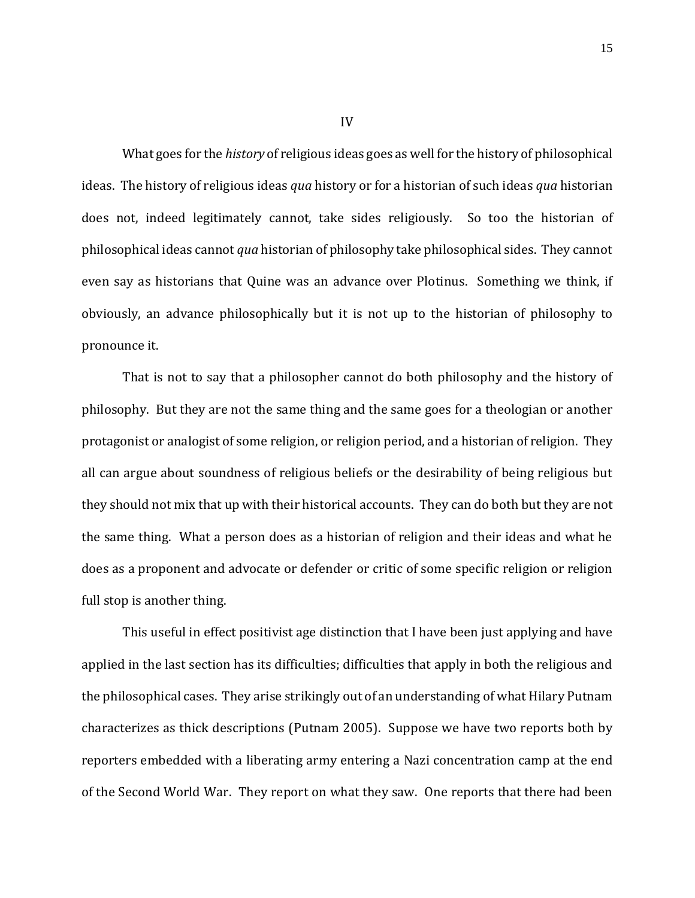## IV

What goes for the *history* of religious ideas goes as well for the history of philosophical ideas. The history of religious ideas *qua* history or for a historian of such ideas *qua* historian does not, indeed legitimately cannot, take sides religiously. So too the historian of philosophical ideas cannot *qua* historian of philosophy take philosophical sides. They cannot even say as historians that Quine was an advance over Plotinus. Something we think, if obviously, an advance philosophically but it is not up to the historian of philosophy to pronounce it.

That is not to say that a philosopher cannot do both philosophy and the history of philosophy. But they are not the same thing and the same goes for a theologian or another protagonist or analogist of some religion, or religion period, and a historian of religion. They all can argue about soundness of religious beliefs or the desirability of being religious but they should not mix that up with their historical accounts. They can do both but they are not the same thing. What a person does as a historian of religion and their ideas and what he does as a proponent and advocate or defender or critic of some specific religion or religion full stop is another thing.

This useful in effect positivist age distinction that I have been just applying and have applied in the last section has its difficulties; difficulties that apply in both the religious and the philosophical cases. They arise strikingly out of an understanding of what Hilary Putnam characterizes as thick descriptions (Putnam 2005). Suppose we have two reports both by reporters embedded with a liberating army entering a Nazi concentration camp at the end of the Second World War. They report on what they saw. One reports that there had been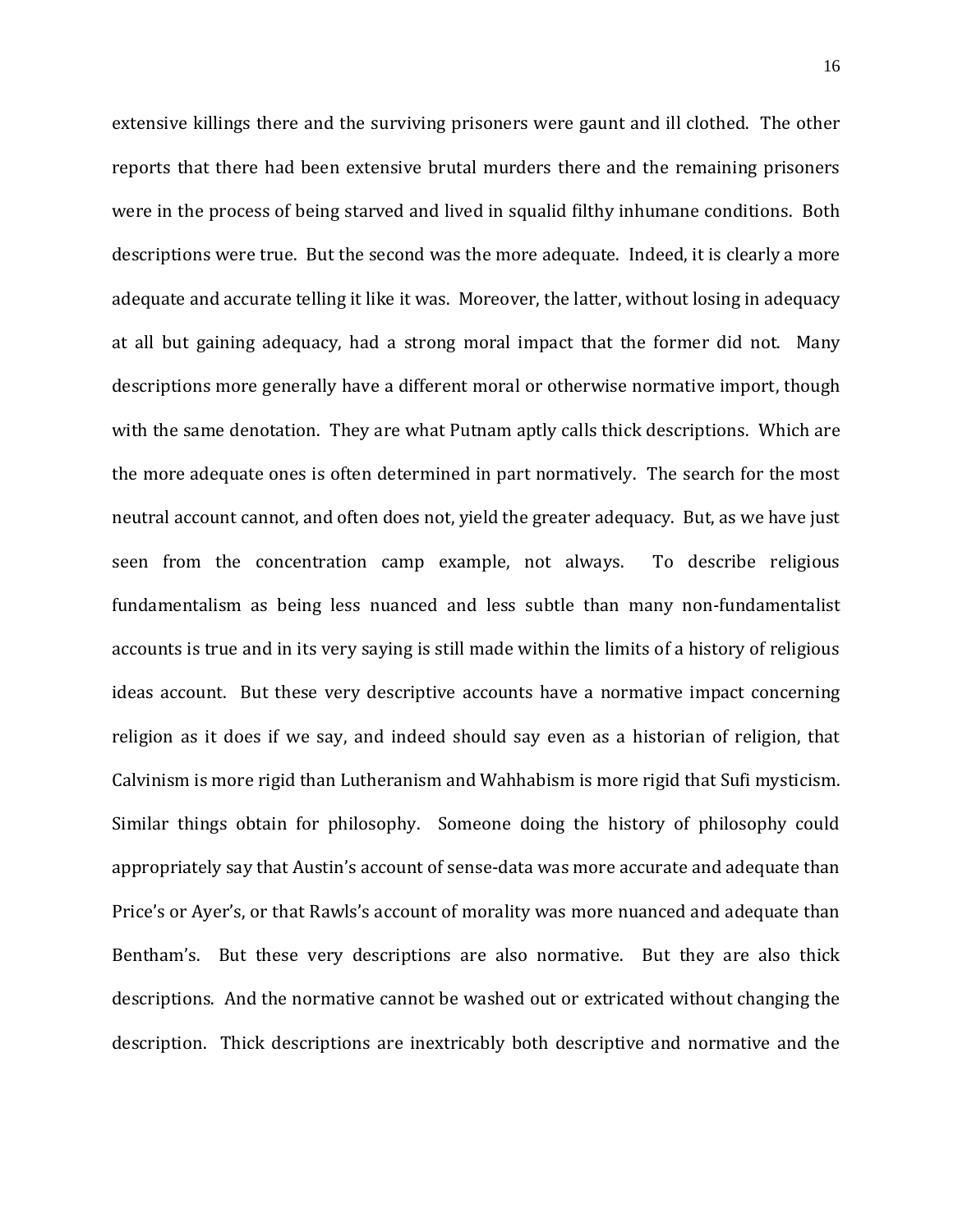extensive killings there and the surviving prisoners were gaunt and ill clothed. The other reports that there had been extensive brutal murders there and the remaining prisoners were in the process of being starved and lived in squalid filthy inhumane conditions. Both descriptions were true. But the second was the more adequate. Indeed, it is clearly a more adequate and accurate telling it like it was. Moreover, the latter, without losing in adequacy at all but gaining adequacy, had a strong moral impact that the former did not. Many descriptions more generally have a different moral or otherwise normative import, though with the same denotation. They are what Putnam aptly calls thick descriptions. Which are the more adequate ones is often determined in part normatively. The search for the most neutral account cannot, and often does not, yield the greater adequacy. But, as we have just seen from the concentration camp example, not always. To describe religious fundamentalism as being less nuanced and less subtle than many non-fundamentalist accounts is true and in its very saying is still made within the limits of a history of religious ideas account. But these very descriptive accounts have a normative impact concerning religion as it does if we say, and indeed should say even as a historian of religion, that Calvinism is more rigid than Lutheranism and Wahhabism is more rigid that Sufi mysticism. Similar things obtain for philosophy. Someone doing the history of philosophy could appropriately say that Austin's account of sense-data was more accurate and adequate than Price's or Ayer's, or that Rawls's account of morality was more nuanced and adequate than Bentham's. But these very descriptions are also normative. But they are also thick descriptions. And the normative cannot be washed out or extricated without changing the description. Thick descriptions are inextricably both descriptive and normative and the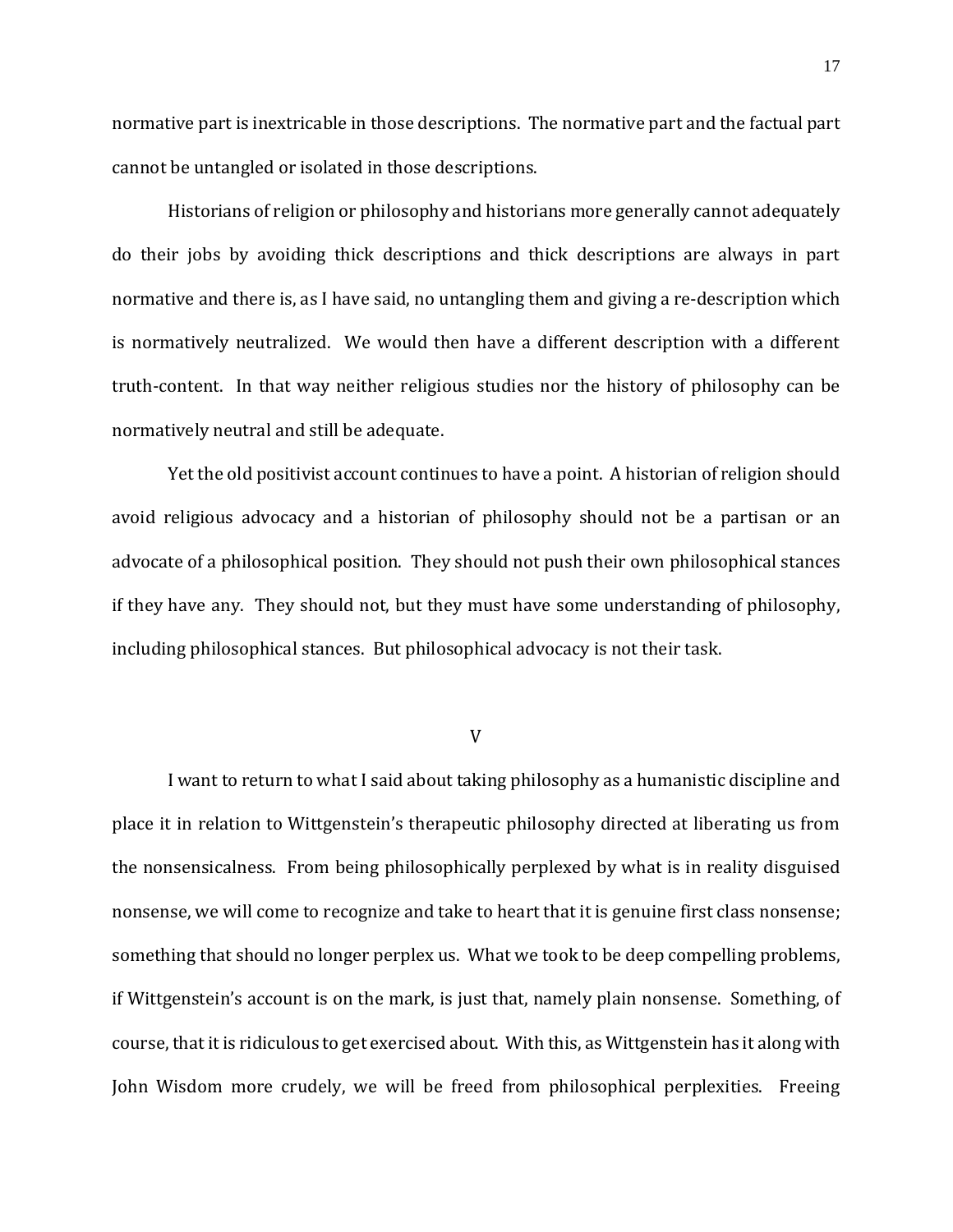normative part is inextricable in those descriptions. The normative part and the factual part cannot be untangled or isolated in those descriptions.

Historians of religion or philosophy and historians more generally cannot adequately do their jobs by avoiding thick descriptions and thick descriptions are always in part normative and there is, as I have said, no untangling them and giving a re-description which is normatively neutralized. We would then have a different description with a different truth-content. In that way neither religious studies nor the history of philosophy can be normatively neutral and still be adequate.

Yet the old positivist account continues to have a point. A historian of religion should avoid religious advocacy and a historian of philosophy should not be a partisan or an advocate of a philosophical position. They should not push their own philosophical stances if they have any. They should not, but they must have some understanding of philosophy, including philosophical stances. But philosophical advocacy is not their task.

## V

I want to return to what I said about taking philosophy as a humanistic discipline and place it in relation to Wittgenstein's therapeutic philosophy directed at liberating us from the nonsensicalness. From being philosophically perplexed by what is in reality disguised nonsense, we will come to recognize and take to heart that it is genuine first class nonsense; something that should no longer perplex us. What we took to be deep compelling problems, if Wittgenstein's account is on the mark, is just that, namely plain nonsense. Something, of course, that it is ridiculous to get exercised about. With this, as Wittgenstein has it along with John Wisdom more crudely, we will be freed from philosophical perplexities. Freeing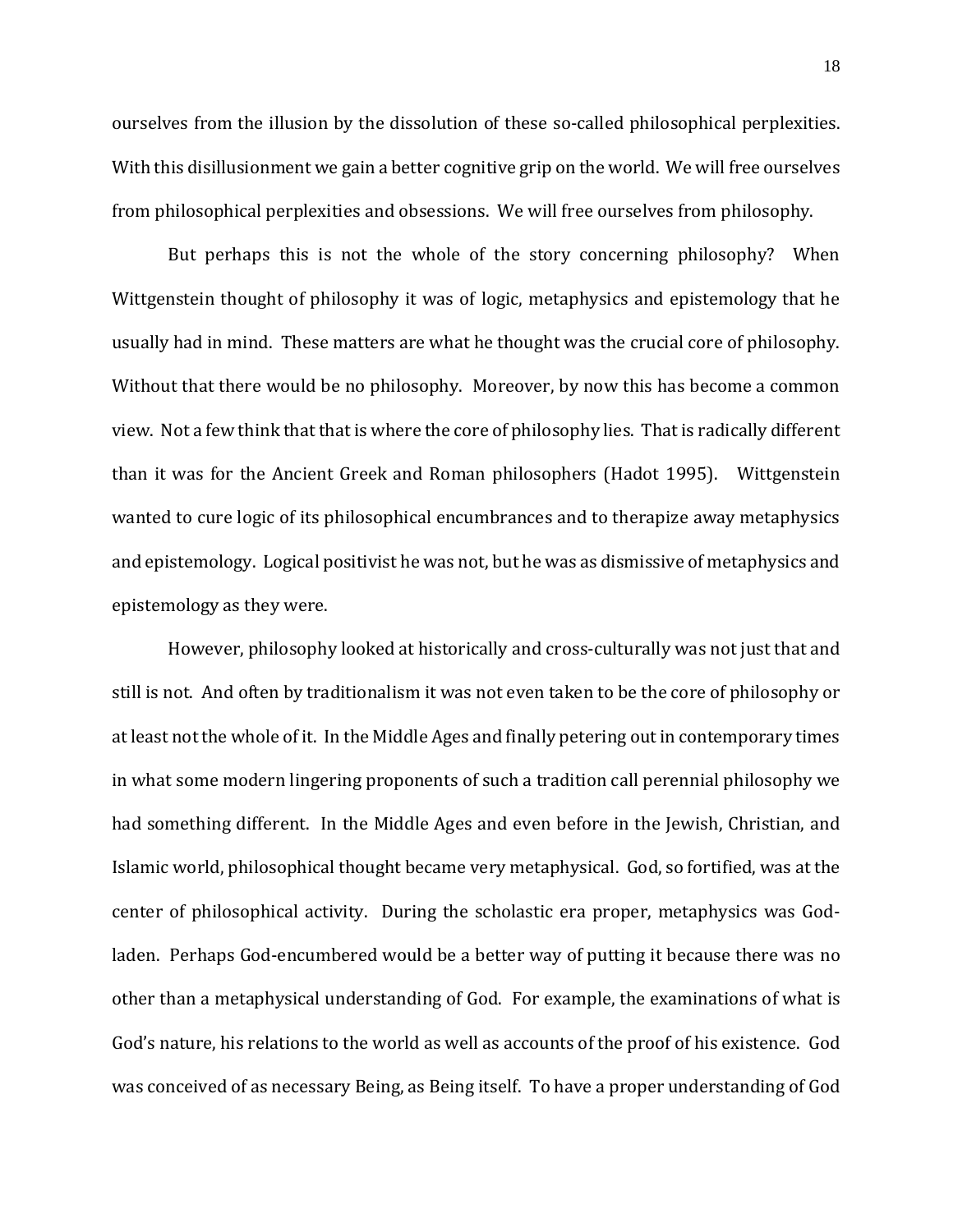ourselves from the illusion by the dissolution of these so-called philosophical perplexities. With this disillusionment we gain a better cognitive grip on the world. We will free ourselves from philosophical perplexities and obsessions. We will free ourselves from philosophy.

But perhaps this is not the whole of the story concerning philosophy? When Wittgenstein thought of philosophy it was of logic, metaphysics and epistemology that he usually had in mind. These matters are what he thought was the crucial core of philosophy. Without that there would be no philosophy. Moreover, by now this has become a common view. Not a few think that that is where the core of philosophy lies. That is radically different than it was for the Ancient Greek and Roman philosophers (Hadot 1995). Wittgenstein wanted to cure logic of its philosophical encumbrances and to therapize away metaphysics and epistemology. Logical positivist he was not, but he was as dismissive of metaphysics and epistemology as they were.

However, philosophy looked at historically and cross-culturally was not just that and still is not. And often by traditionalism it was not even taken to be the core of philosophy or at least not the whole of it. In the Middle Ages and finally petering out in contemporary times in what some modern lingering proponents of such a tradition call perennial philosophy we had something different. In the Middle Ages and even before in the Jewish, Christian, and Islamic world, philosophical thought became very metaphysical. God, so fortified, was at the center of philosophical activity. During the scholastic era proper, metaphysics was God-laden. Perhaps God-encumbered would be a better way of putting it because there was no other than a metaphysical understanding of God. For example, the examinations of what is God's nature, his relations to the world as well as accounts of the proof of his existence. God was conceived of as necessary Being, as Being itself. To have a proper understanding of God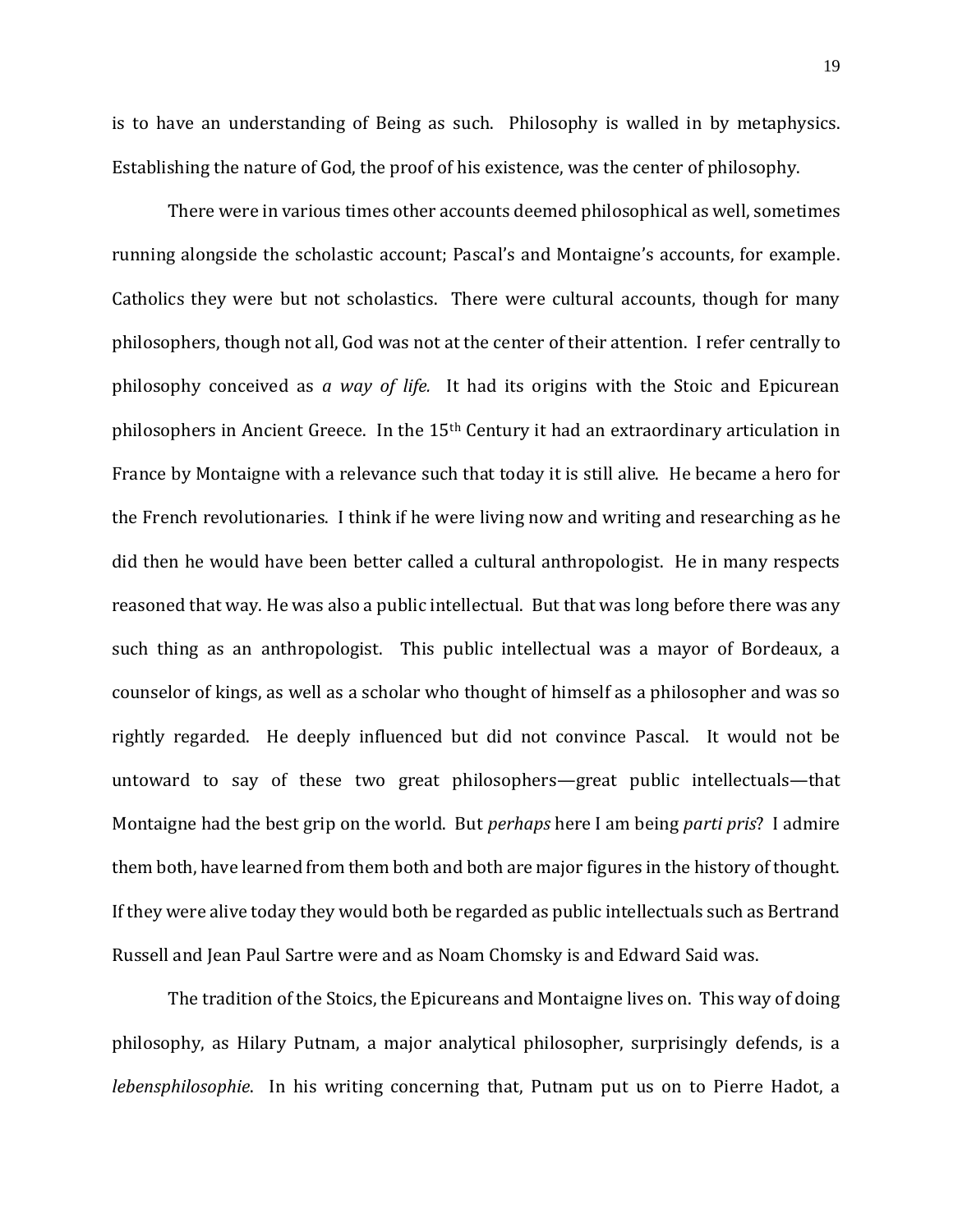is to have an understanding of Being as such. Philosophy is walled in by metaphysics. Establishing the nature of God, the proof of his existence, was the center of philosophy.

There were in various times other accounts deemed philosophical as well, sometimes running alongside the scholastic account; Pascal's and Montaigne's accounts, for example. Catholics they were but not scholastics. There were cultural accounts, though for many philosophers, though not all, God was not at the center of their attention. I refer centrally to philosophy conceived as *a way of life.* It had its origins with the Stoic and Epicurean philosophers in Ancient Greece. In the 15th Century it had an extraordinary articulation in France by Montaigne with a relevance such that today it is still alive. He became a hero for the French revolutionaries. I think if he were living now and writing and researching as he did then he would have been better called a cultural anthropologist. He in many respects reasoned that way. He was also a public intellectual. But that was long before there was any such thing as an anthropologist. This public intellectual was a mayor of Bordeaux, a counselor of kings, as well as a scholar who thought of himself as a philosopher and was so rightly regarded. He deeply influenced but did not convince Pascal. It would not be untoward to say of these two great philosophers—great public intellectuals—that Montaigne had the best grip on the world. But *perhaps* here I am being *parti pris*? I admire them both, have learned from them both and both are major figures in the history of thought. If they were alive today they would both be regarded as public intellectuals such as Bertrand Russell and Jean Paul Sartre were and as Noam Chomsky is and Edward Said was.

The tradition of the Stoics, the Epicureans and Montaigne lives on. This way of doing philosophy, as Hilary Putnam, a major analytical philosopher, surprisingly defends, is a *lebensphilosophie*. In his writing concerning that, Putnam put us on to Pierre Hadot, a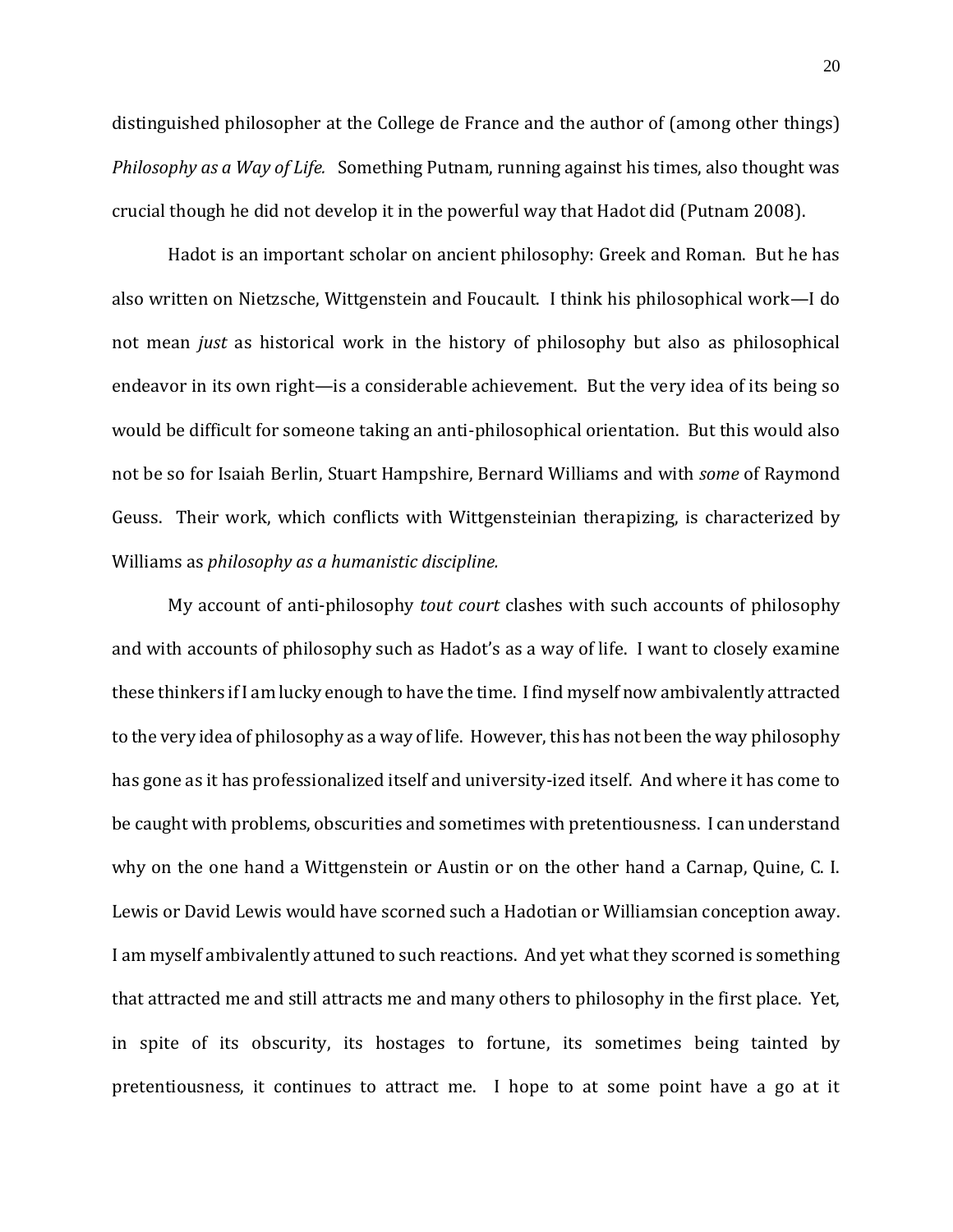distinguished philosopher at the College de France and the author of (among other things) *Philosophy as a Way of Life.* Something Putnam, running against his times, also thought was crucial though he did not develop it in the powerful way that Hadot did (Putnam 2008).

Hadot is an important scholar on ancient philosophy: Greek and Roman. But he has also written on Nietzsche, Wittgenstein and Foucault. I think his philosophical work—I do not mean *just* as historical work in the history of philosophy but also as philosophical endeavor in its own right—is a considerable achievement. But the very idea of its being so would be difficult for someone taking an anti-philosophical orientation. But this would also not be so for Isaiah Berlin, Stuart Hampshire, Bernard Williams and with *some* of Raymond Geuss. Their work, which conflicts with Wittgensteinian therapizing, is characterized by Williams as *philosophy as a humanistic discipline.*

My account of anti-philosophy *tout court* clashes with such accounts of philosophy and with accounts of philosophy such as Hadot's as a way of life. I want to closely examine these thinkers if I am lucky enough to have the time. I find myself now ambivalently attracted to the very idea of philosophy as a way of life. However, this has not been the way philosophy has gone as it has professionalized itself and university-ized itself. And where it has come to be caught with problems, obscurities and sometimes with pretentiousness. I can understand why on the one hand a Wittgenstein or Austin or on the other hand a Carnap, Quine, C. I. Lewis or David Lewis would have scorned such a Hadotian or Williamsian conception away. I am myself ambivalently attuned to such reactions. And yet what they scorned is something that attracted me and still attracts me and many others to philosophy in the first place. Yet, in spite of its obscurity, its hostages to fortune, its sometimes being tainted by pretentiousness, it continues to attract me. I hope to at some point have a go at it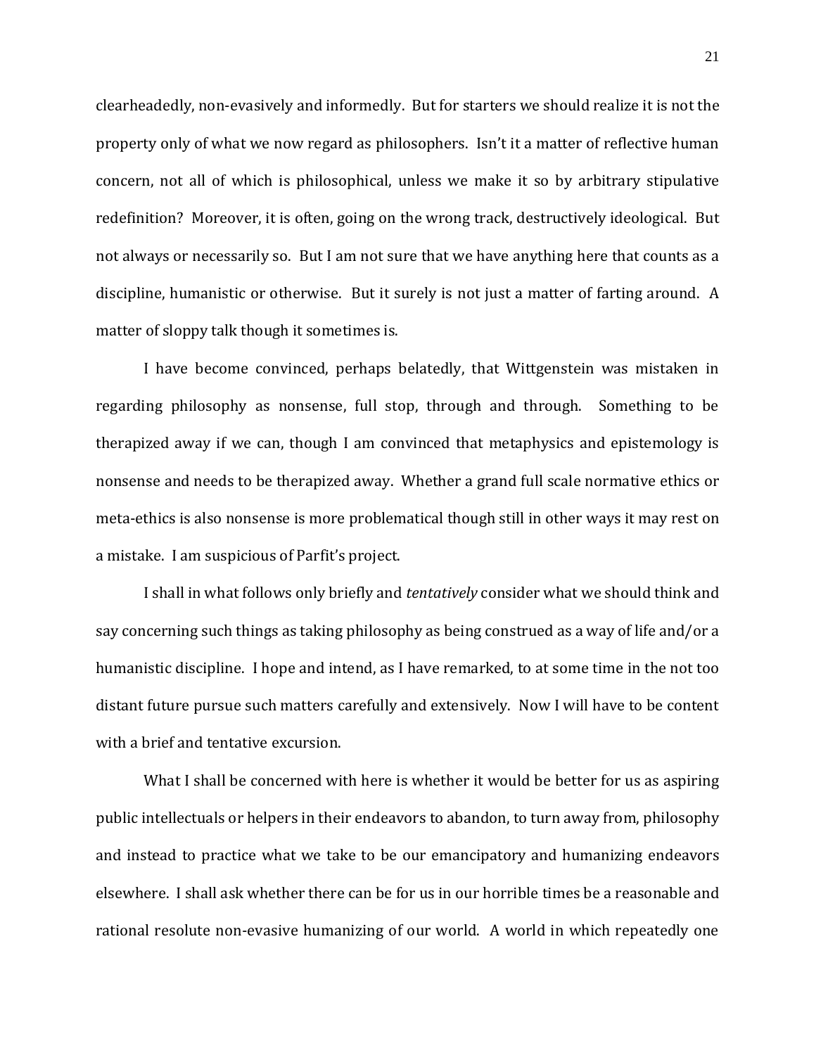clearheadedly, non-evasively and informedly. But for starters we should realize it is not the property only of what we now regard as philosophers. Isn't it a matter of reflective human concern, not all of which is philosophical, unless we make it so by arbitrary stipulative redefinition? Moreover, it is often, going on the wrong track, destructively ideological. But not always or necessarily so. But I am not sure that we have anything here that counts as a discipline, humanistic or otherwise. But it surely is not just a matter of farting around. A matter of sloppy talk though it sometimes is.

I have become convinced, perhaps belatedly, that Wittgenstein was mistaken in regarding philosophy as nonsense, full stop, through and through. Something to be therapized away if we can, though I am convinced that metaphysics and epistemology is nonsense and needs to be therapized away. Whether a grand full scale normative ethics or meta-ethics is also nonsense is more problematical though still in other ways it may rest on a mistake. I am suspicious of Parfit's project.

I shall in what follows only briefly and *tentatively* consider what we should think and say concerning such things as taking philosophy as being construed as a way of life and/or a humanistic discipline. I hope and intend, as I have remarked, to at some time in the not too distant future pursue such matters carefully and extensively. Now I will have to be content with a brief and tentative excursion.

What I shall be concerned with here is whether it would be better for us as aspiring public intellectuals or helpers in their endeavors to abandon, to turn away from, philosophy and instead to practice what we take to be our emancipatory and humanizing endeavors elsewhere. I shall ask whether there can be for us in our horrible times be a reasonable and rational resolute non-evasive humanizing of our world. A world in which repeatedly one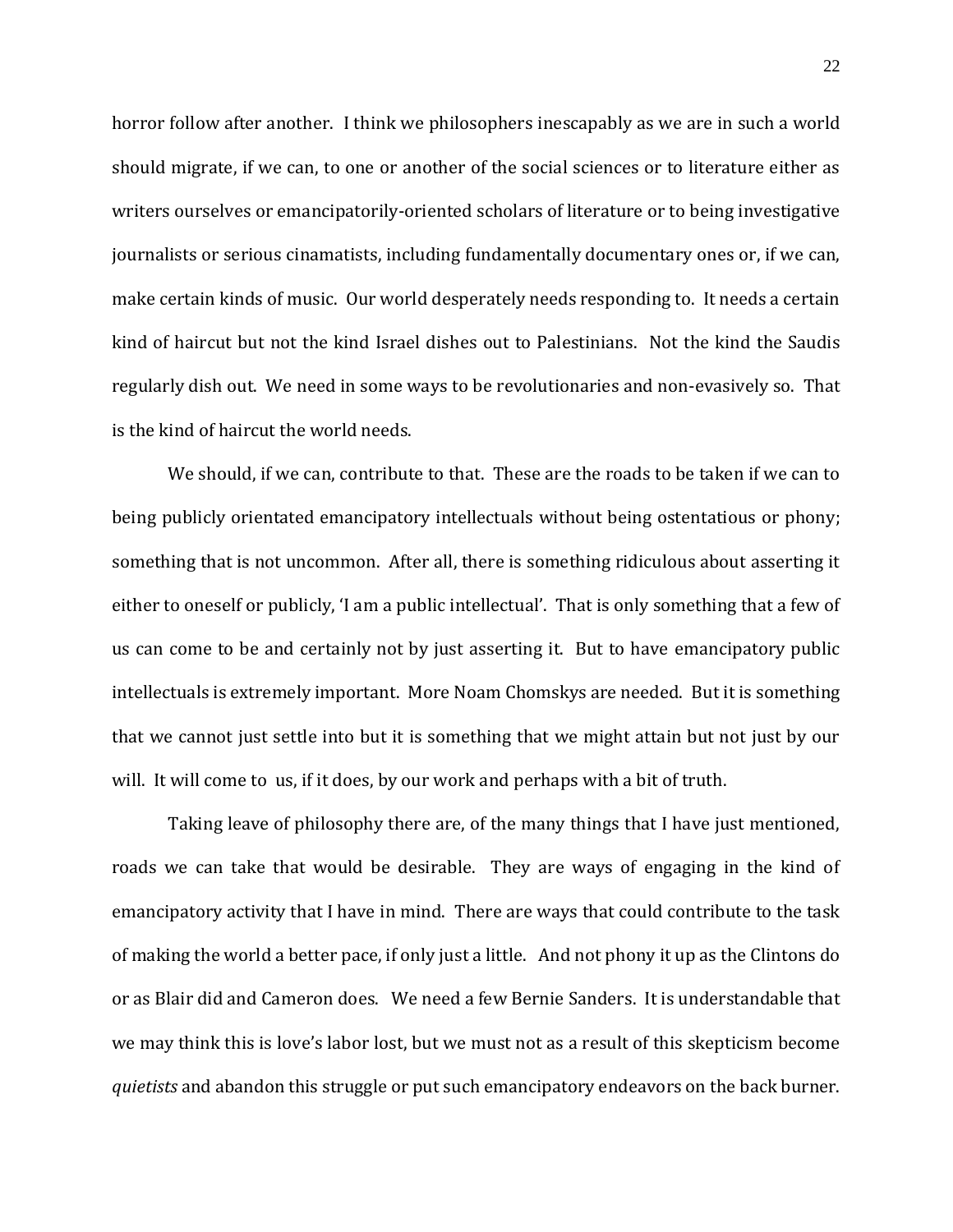horror follow after another. I think we philosophers inescapably as we are in such a world should migrate, if we can, to one or another of the social sciences or to literature either as writers ourselves or emancipatorily-oriented scholars of literature or to being investigative journalists or serious cinamatists, including fundamentally documentary ones or, if we can, make certain kinds of music. Our world desperately needs responding to. It needs a certain kind of haircut but not the kind Israel dishes out to Palestinians. Not the kind the Saudis regularly dish out. We need in some ways to be revolutionaries and non-evasively so. That is the kind of haircut the world needs.

We should, if we can, contribute to that. These are the roads to be taken if we can to being publicly orientated emancipatory intellectuals without being ostentatious or phony; something that is not uncommon. After all, there is something ridiculous about asserting it either to oneself or publicly, 'I am a public intellectual'. That is only something that a few of us can come to be and certainly not by just asserting it. But to have emancipatory public intellectuals is extremely important. More Noam Chomskys are needed. But it is something that we cannot just settle into but it is something that we might attain but not just by our will. It will come to us, if it does, by our work and perhaps with a bit of truth.

Taking leave of philosophy there are, of the many things that I have just mentioned, roads we can take that would be desirable. They are ways of engaging in the kind of emancipatory activity that I have in mind. There are ways that could contribute to the task of making the world a better pace, if only just a little. And not phony it up as the Clintons do or as Blair did and Cameron does. We need a few Bernie Sanders. It is understandable that we may think this is love's labor lost, but we must not as a result of this skepticism become *quietists* and abandon this struggle or put such emancipatory endeavors on the back burner.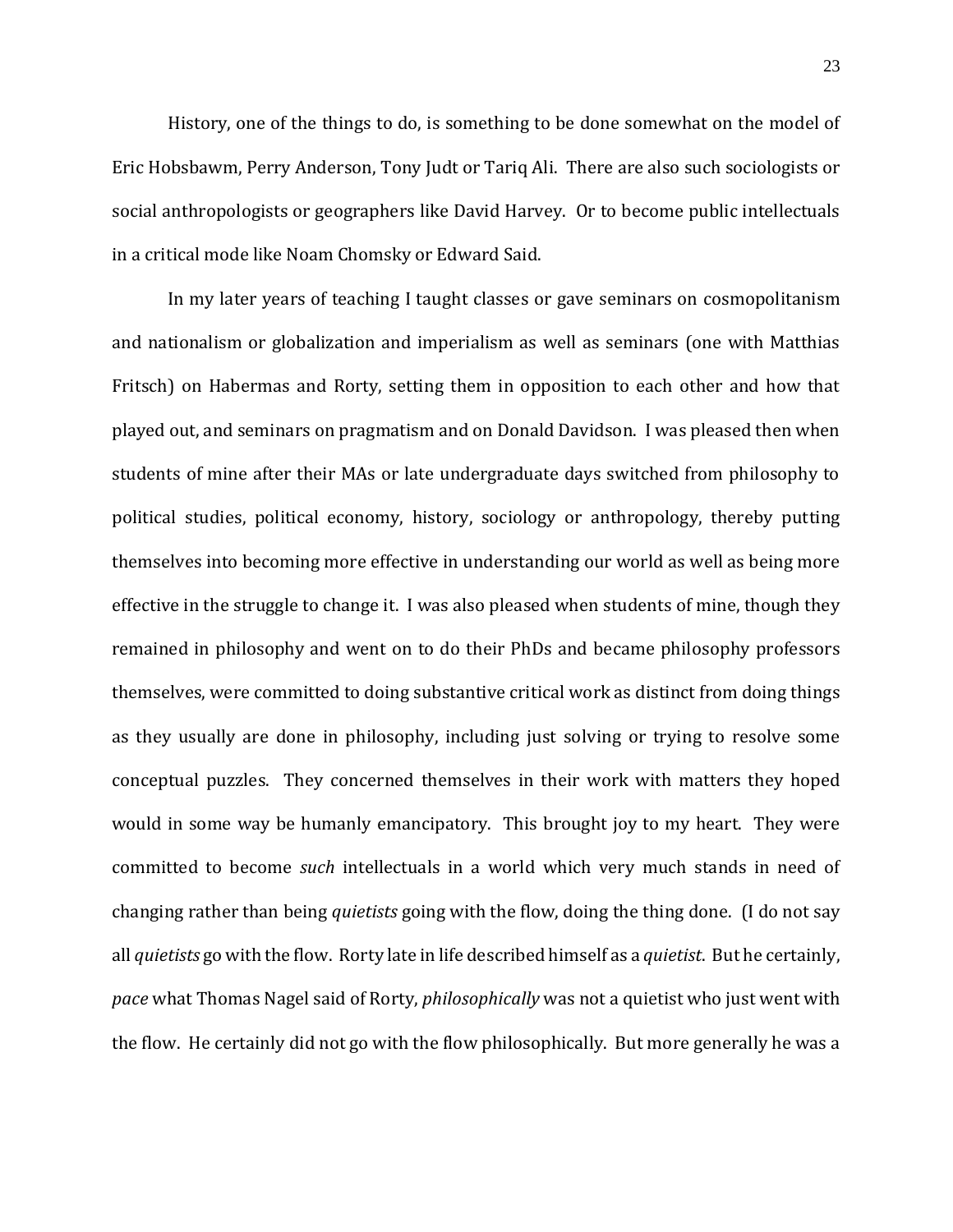History, one of the things to do, is something to be done somewhat on the model of Eric Hobsbawm, Perry Anderson, Tony Judt or Tariq Ali. There are also such sociologists or social anthropologists or geographers like David Harvey. Or to become public intellectuals in a critical mode like Noam Chomsky or Edward Said.

In my later years of teaching I taught classes or gave seminars on cosmopolitanism and nationalism or globalization and imperialism as well as seminars (one with Matthias Fritsch) on Habermas and Rorty, setting them in opposition to each other and how that played out, and seminars on pragmatism and on Donald Davidson. I was pleased then when students of mine after their MAs or late undergraduate days switched from philosophy to political studies, political economy, history, sociology or anthropology, thereby putting themselves into becoming more effective in understanding our world as well as being more effective in the struggle to change it. I was also pleased when students of mine, though they remained in philosophy and went on to do their PhDs and became philosophy professors themselves, were committed to doing substantive critical work as distinct from doing things as they usually are done in philosophy, including just solving or trying to resolve some conceptual puzzles. They concerned themselves in their work with matters they hoped would in some way be humanly emancipatory. This brought joy to my heart. They were committed to become *such* intellectuals in a world which very much stands in need of changing rather than being *quietists* going with the flow, doing the thing done. (I do not say all *quietists* go with the flow. Rorty late in life described himself as a *quietist*. But he certainly, *pace* what Thomas Nagel said of Rorty, *philosophically* was not a quietist who just went with the flow. He certainly did not go with the flow philosophically. But more generally he was a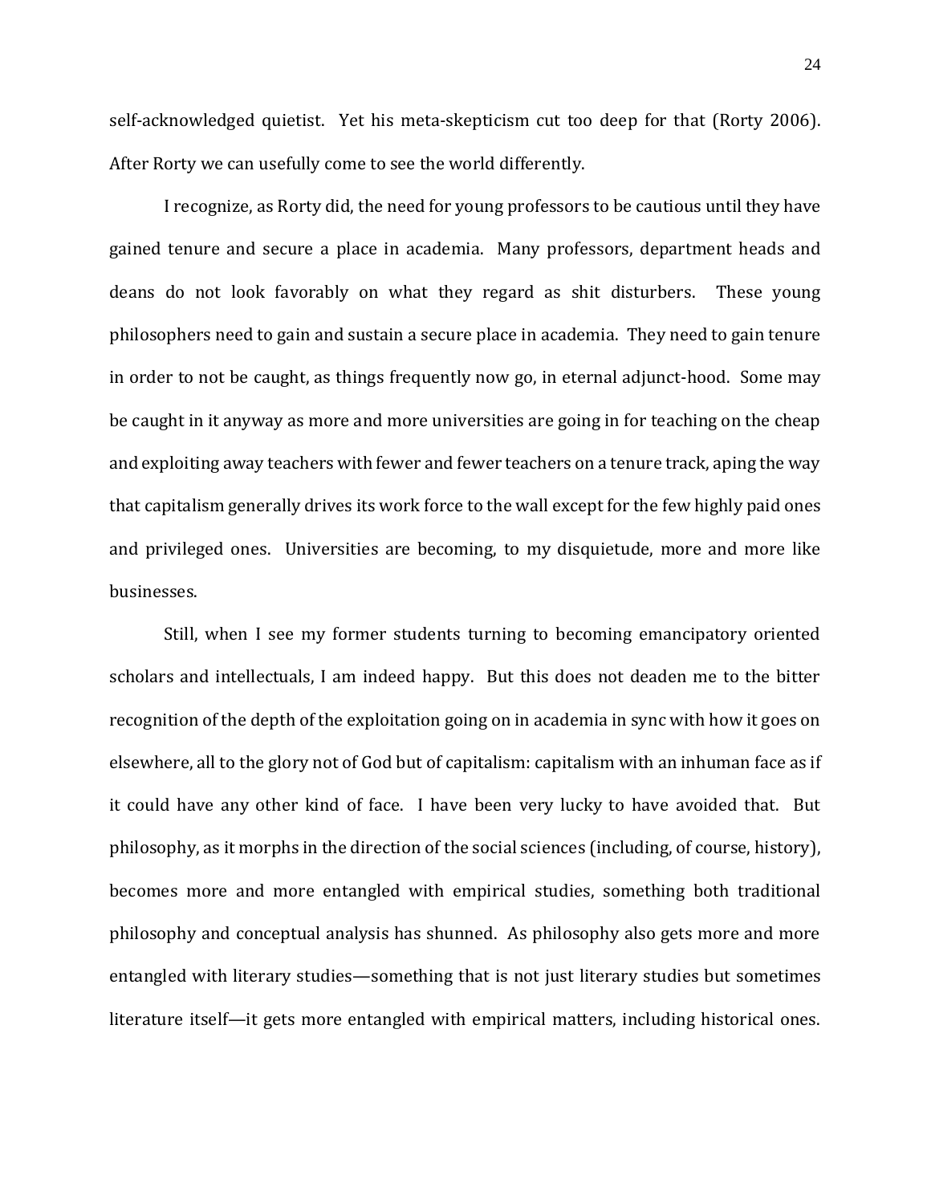self-acknowledged quietist. Yet his meta-skepticism cut too deep for that (Rorty 2006). After Rorty we can usefully come to see the world differently.

I recognize, as Rorty did, the need for young professors to be cautious until they have gained tenure and secure a place in academia. Many professors, department heads and deans do not look favorably on what they regard as shit disturbers. These young philosophers need to gain and sustain a secure place in academia. They need to gain tenure in order to not be caught, as things frequently now go, in eternal adjunct-hood. Some may be caught in it anyway as more and more universities are going in for teaching on the cheap and exploiting away teachers with fewer and fewer teachers on a tenure track, aping the way that capitalism generally drives its work force to the wall except for the few highly paid ones and privileged ones. Universities are becoming, to my disquietude, more and more like businesses.

Still, when I see my former students turning to becoming emancipatory oriented scholars and intellectuals, I am indeed happy. But this does not deaden me to the bitter recognition of the depth of the exploitation going on in academia in sync with how it goes on elsewhere, all to the glory not of God but of capitalism: capitalism with an inhuman face as if it could have any other kind of face. I have been very lucky to have avoided that. But philosophy, as it morphs in the direction of the social sciences (including, of course, history), becomes more and more entangled with empirical studies, something both traditional philosophy and conceptual analysis has shunned. As philosophy also gets more and more entangled with literary studies—something that is not just literary studies but sometimes literature itself—it gets more entangled with empirical matters, including historical ones.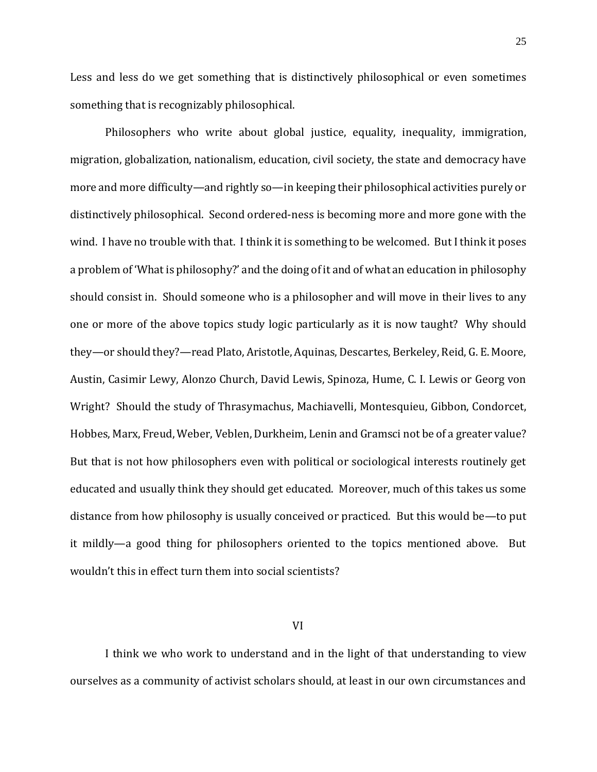Less and less do we get something that is distinctively philosophical or even sometimes something that is recognizably philosophical.

Philosophers who write about global justice, equality, inequality, immigration, migration, globalization, nationalism, education, civil society, the state and democracy have more and more difficulty—and rightly so—in keeping their philosophical activities purely or distinctively philosophical. Second ordered-ness is becoming more and more gone with the wind. I have no trouble with that. I think it is something to be welcomed. But I think it poses a problem of 'What is philosophy?' and the doing of it and of what an education in philosophy should consist in. Should someone who is a philosopher and will move in their lives to any one or more of the above topics study logic particularly as it is now taught? Why should they—or should they?—read Plato, Aristotle, Aquinas, Descartes, Berkeley, Reid, G. E. Moore, Austin, Casimir Lewy, Alonzo Church, David Lewis, Spinoza, Hume, C. I. Lewis or Georg von Wright? Should the study of Thrasymachus, Machiavelli, Montesquieu, Gibbon, Condorcet, Hobbes, Marx, Freud, Weber, Veblen, Durkheim, Lenin and Gramsci not be of a greater value? But that is not how philosophers even with political or sociological interests routinely get educated and usually think they should get educated. Moreover, much of this takes us some distance from how philosophy is usually conceived or practiced. But this would be—to put it mildly—a good thing for philosophers oriented to the topics mentioned above. But wouldn't this in effect turn them into social scientists?

## VI

I think we who work to understand and in the light of that understanding to view ourselves as a community of activist scholars should, at least in our own circumstances and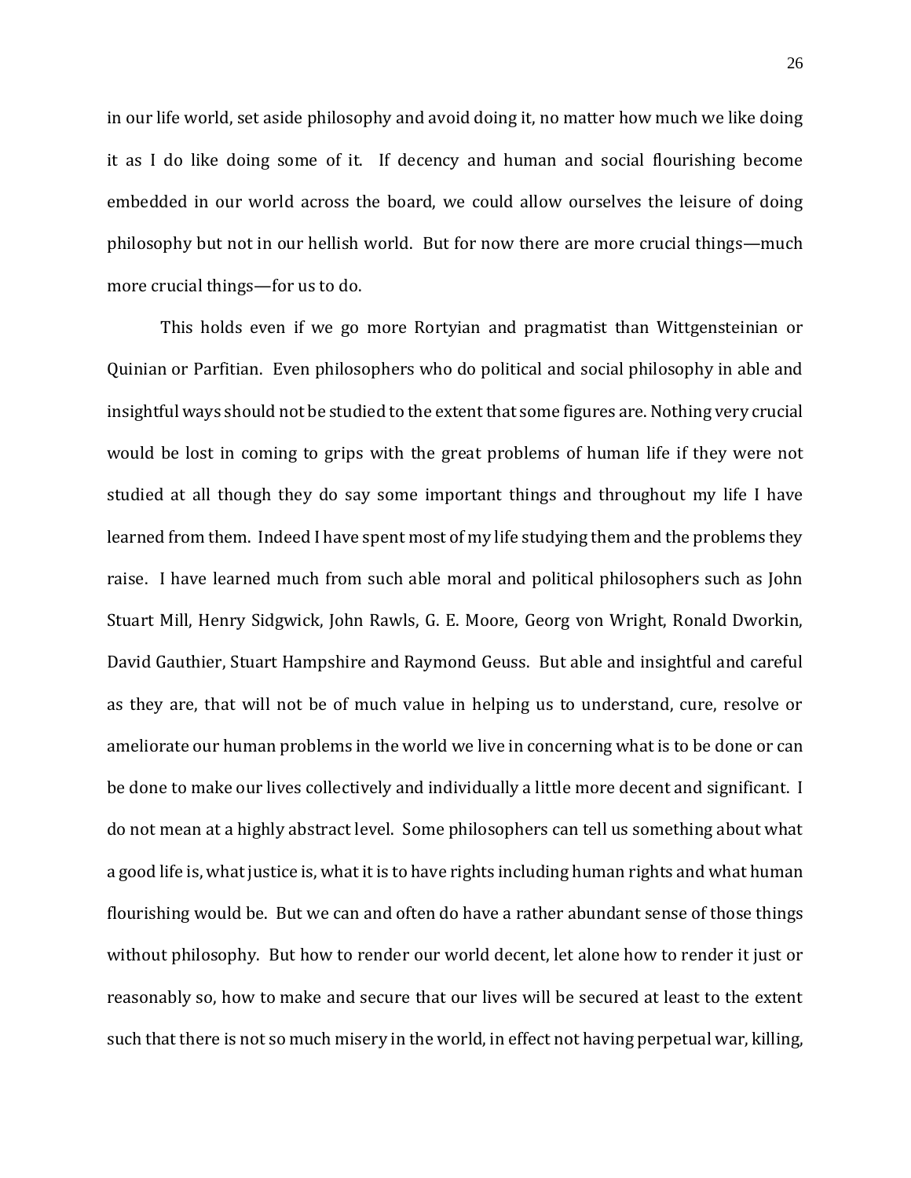in our life world, set aside philosophy and avoid doing it, no matter how much we like doing it as I do like doing some of it. If decency and human and social flourishing become embedded in our world across the board, we could allow ourselves the leisure of doing philosophy but not in our hellish world. But for now there are more crucial things—much more crucial things—for us to do.

This holds even if we go more Rortyian and pragmatist than Wittgensteinian or Quinian or Parfitian. Even philosophers who do political and social philosophy in able and insightful ways should not be studied to the extent that some figures are. Nothing very crucial would be lost in coming to grips with the great problems of human life if they were not studied at all though they do say some important things and throughout my life I have learned from them. Indeed I have spent most of my life studying them and the problems they raise. I have learned much from such able moral and political philosophers such as John Stuart Mill, Henry Sidgwick, John Rawls, G. E. Moore, Georg von Wright, Ronald Dworkin, David Gauthier, Stuart Hampshire and Raymond Geuss. But able and insightful and careful as they are, that will not be of much value in helping us to understand, cure, resolve or ameliorate our human problems in the world we live in concerning what is to be done or can be done to make our lives collectively and individually a little more decent and significant. I do not mean at a highly abstract level. Some philosophers can tell us something about what a good life is, what justice is, what it is to have rights including human rights and what human flourishing would be. But we can and often do have a rather abundant sense of those things without philosophy. But how to render our world decent, let alone how to render it just or reasonably so, how to make and secure that our lives will be secured at least to the extent such that there is not so much misery in the world, in effect not having perpetual war, killing,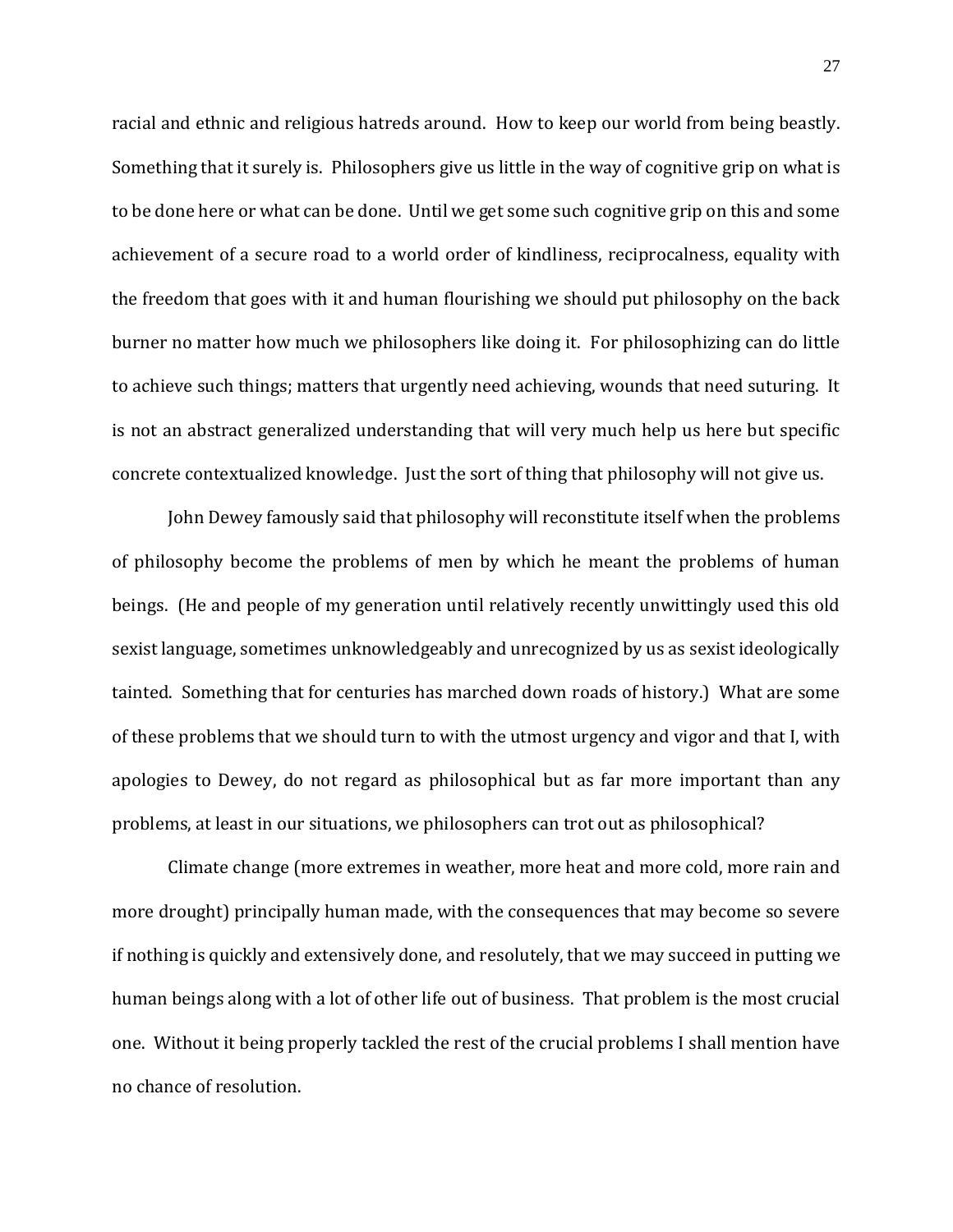racial and ethnic and religious hatreds around. How to keep our world from being beastly. Something that it surely is. Philosophers give us little in the way of cognitive grip on what is to be done here or what can be done. Until we get some such cognitive grip on this and some achievement of a secure road to a world order of kindliness, reciprocalness, equality with the freedom that goes with it and human flourishing we should put philosophy on the back burner no matter how much we philosophers like doing it. For philosophizing can do little to achieve such things; matters that urgently need achieving, wounds that need suturing. It is not an abstract generalized understanding that will very much help us here but specific concrete contextualized knowledge. Just the sort of thing that philosophy will not give us.

John Dewey famously said that philosophy will reconstitute itself when the problems of philosophy become the problems of men by which he meant the problems of human beings. (He and people of my generation until relatively recently unwittingly used this old sexist language, sometimes unknowledgeably and unrecognized by us as sexist ideologically tainted. Something that for centuries has marched down roads of history.) What are some of these problems that we should turn to with the utmost urgency and vigor and that I, with apologies to Dewey, do not regard as philosophical but as far more important than any problems, at least in our situations, we philosophers can trot out as philosophical?

Climate change (more extremes in weather, more heat and more cold, more rain and more drought) principally human made, with the consequences that may become so severe if nothing is quickly and extensively done, and resolutely, that we may succeed in putting we human beings along with a lot of other life out of business. That problem is the most crucial one. Without it being properly tackled the rest of the crucial problems I shall mention have no chance of resolution.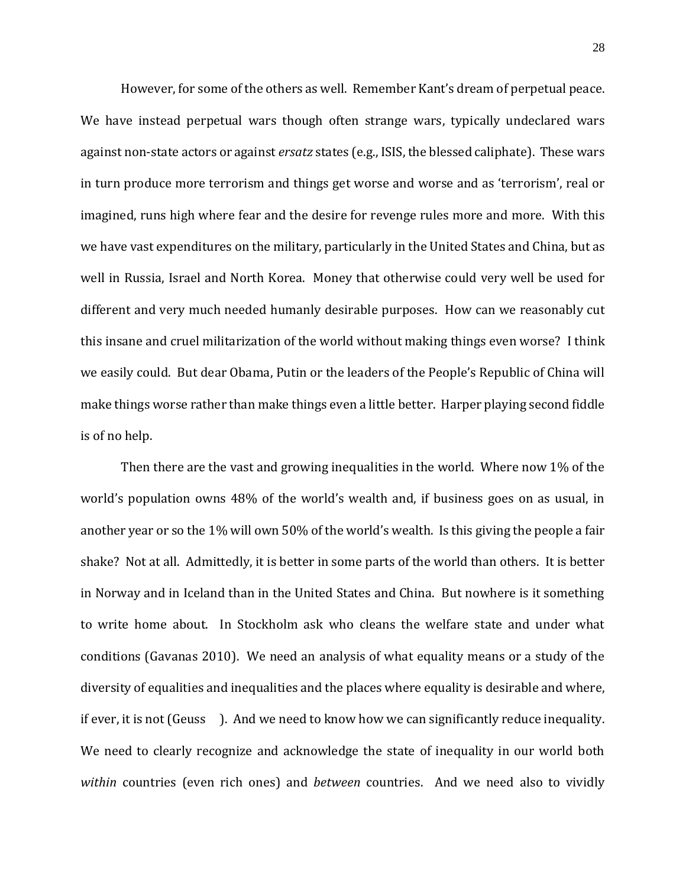However, for some of the others as well. Remember Kant's dream of perpetual peace. We have instead perpetual wars though often strange wars, typically undeclared wars against non-state actors or against *ersatz* states (e.g., ISIS, the blessed caliphate). These wars in turn produce more terrorism and things get worse and worse and as 'terrorism', real or imagined, runs high where fear and the desire for revenge rules more and more. With this we have vast expenditures on the military, particularly in the United States and China, but as well in Russia, Israel and North Korea. Money that otherwise could very well be used for different and very much needed humanly desirable purposes. How can we reasonably cut this insane and cruel militarization of the world without making things even worse? I think we easily could. But dear Obama, Putin or the leaders of the People's Republic of China will make things worse rather than make things even a little better. Harper playing second fiddle is of no help.

Then there are the vast and growing inequalities in the world. Where now 1% of the world's population owns 48% of the world's wealth and, if business goes on as usual, in another year or so the 1% will own 50% of the world's wealth. Is this giving the people a fair shake? Not at all. Admittedly, it is better in some parts of the world than others. It is better in Norway and in Iceland than in the United States and China. But nowhere is it something to write home about. In Stockholm ask who cleans the welfare state and under what conditions (Gavanas 2010). We need an analysis of what equality means or a study of the diversity of equalities and inequalities and the places where equality is desirable and where, if ever, it is not (Geuss ). And we need to know how we can significantly reduce inequality. We need to clearly recognize and acknowledge the state of inequality in our world both *within* countries (even rich ones) and *between* countries. And we need also to vividly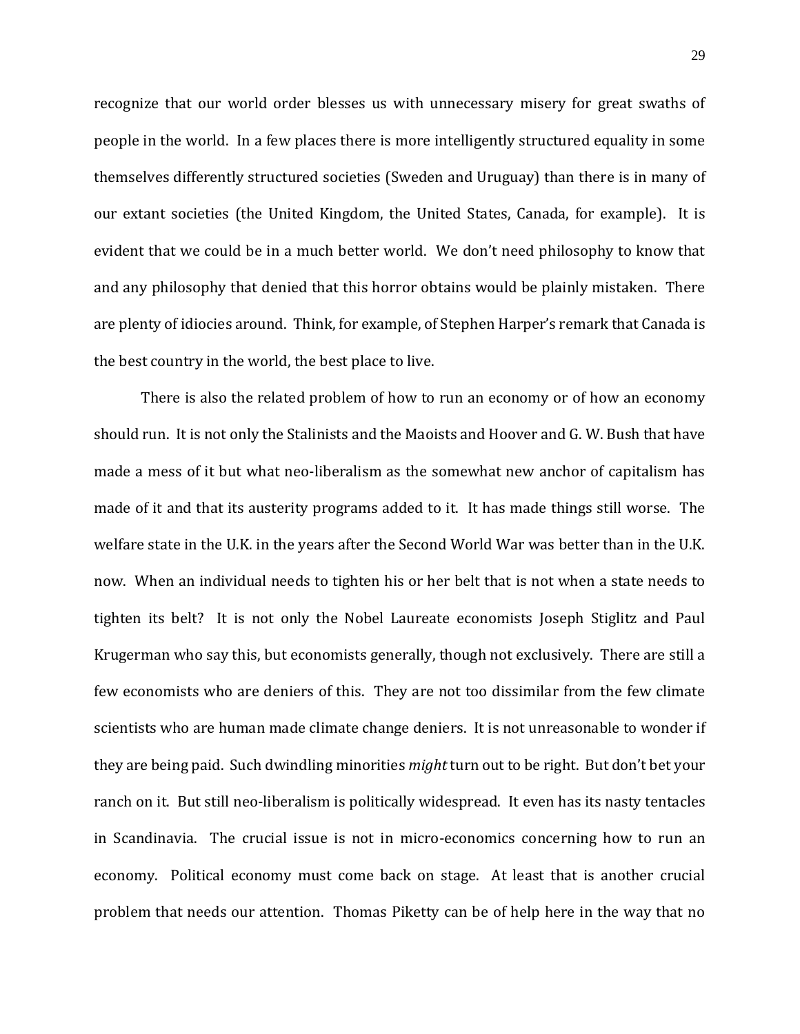recognize that our world order blesses us with unnecessary misery for great swaths of people in the world. In a few places there is more intelligently structured equality in some themselves differently structured societies (Sweden and Uruguay) than there is in many of our extant societies (the United Kingdom, the United States, Canada, for example). It is evident that we could be in a much better world. We don't need philosophy to know that and any philosophy that denied that this horror obtains would be plainly mistaken. There are plenty of idiocies around. Think, for example, of Stephen Harper's remark that Canada is the best country in the world, the best place to live.

There is also the related problem of how to run an economy or of how an economy should run. It is not only the Stalinists and the Maoists and Hoover and G. W. Bush that have made a mess of it but what neo-liberalism as the somewhat new anchor of capitalism has made of it and that its austerity programs added to it. It has made things still worse. The welfare state in the U.K. in the years after the Second World War was better than in the U.K. now. When an individual needs to tighten his or her belt that is not when a state needs to tighten its belt? It is not only the Nobel Laureate economists Joseph Stiglitz and Paul Krugerman who say this, but economists generally, though not exclusively. There are still a few economists who are deniers of this. They are not too dissimilar from the few climate scientists who are human made climate change deniers. It is not unreasonable to wonder if they are being paid. Such dwindling minorities *might* turn out to be right. But don't bet your ranch on it. But still neo-liberalism is politically widespread. It even has its nasty tentacles in Scandinavia. The crucial issue is not in micro-economics concerning how to run an economy. Political economy must come back on stage. At least that is another crucial problem that needs our attention. Thomas Piketty can be of help here in the way that no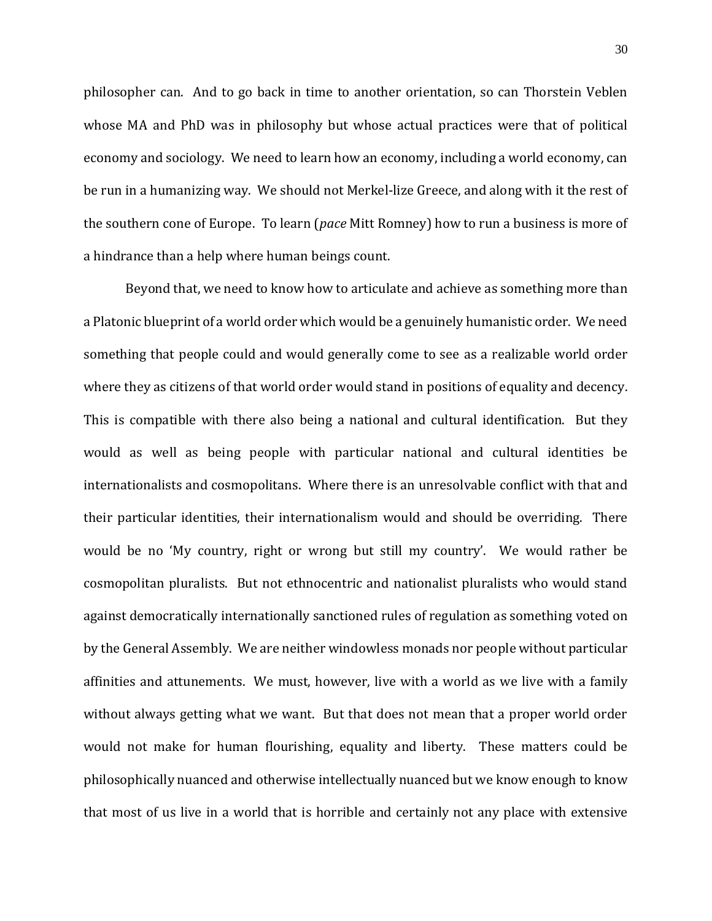philosopher can. And to go back in time to another orientation, so can Thorstein Veblen whose MA and PhD was in philosophy but whose actual practices were that of political economy and sociology. We need to learn how an economy, including a world economy, can be run in a humanizing way. We should not Merkel-lize Greece, and along with it the rest of the southern cone of Europe. To learn (*pace* Mitt Romney) how to run a business is more of a hindrance than a help where human beings count.

Beyond that, we need to know how to articulate and achieve as something more than a Platonic blueprint of a world order which would be a genuinely humanistic order. We need something that people could and would generally come to see as a realizable world order where they as citizens of that world order would stand in positions of equality and decency. This is compatible with there also being a national and cultural identification. But they would as well as being people with particular national and cultural identities be internationalists and cosmopolitans. Where there is an unresolvable conflict with that and their particular identities, their internationalism would and should be overriding. There would be no 'My country, right or wrong but still my country'. We would rather be cosmopolitan pluralists. But not ethnocentric and nationalist pluralists who would stand against democratically internationally sanctioned rules of regulation as something voted on by the General Assembly. We are neither windowless monads nor people without particular affinities and attunements. We must, however, live with a world as we live with a family without always getting what we want. But that does not mean that a proper world order would not make for human flourishing, equality and liberty. These matters could be philosophically nuanced and otherwise intellectually nuanced but we know enough to know that most of us live in a world that is horrible and certainly not any place with extensive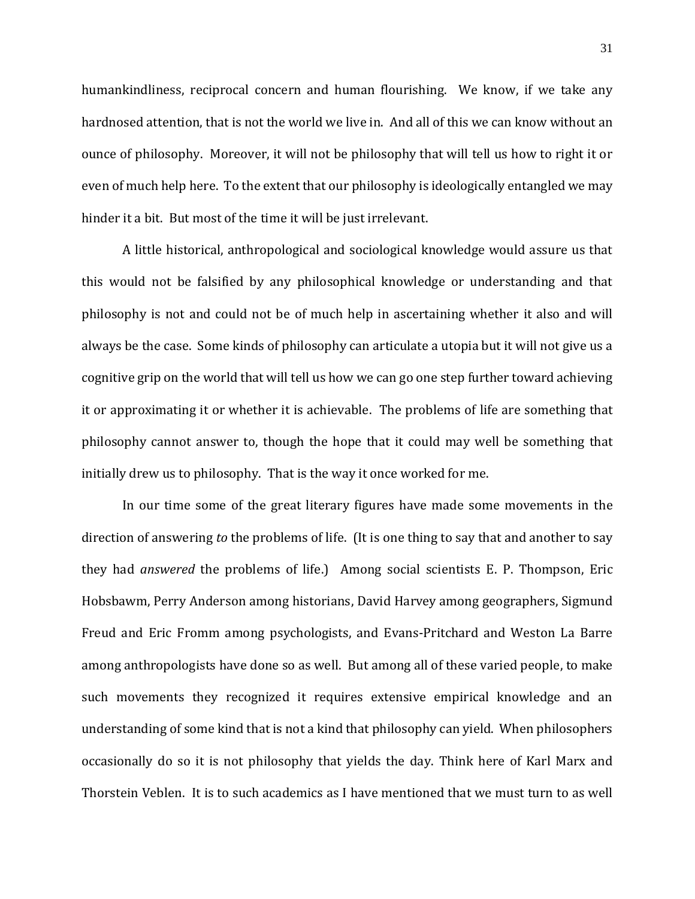humankindliness, reciprocal concern and human flourishing. We know, if we take any hardnosed attention, that is not the world we live in. And all of this we can know without an ounce of philosophy. Moreover, it will not be philosophy that will tell us how to right it or even of much help here. To the extent that our philosophy is ideologically entangled we may hinder it a bit. But most of the time it will be just irrelevant.

A little historical, anthropological and sociological knowledge would assure us that this would not be falsified by any philosophical knowledge or understanding and that philosophy is not and could not be of much help in ascertaining whether it also and will always be the case. Some kinds of philosophy can articulate a utopia but it will not give us a cognitive grip on the world that will tell us how we can go one step further toward achieving it or approximating it or whether it is achievable. The problems of life are something that philosophy cannot answer to, though the hope that it could may well be something that initially drew us to philosophy. That is the way it once worked for me.

In our time some of the great literary figures have made some movements in the direction of answering *to* the problems of life. (It is one thing to say that and another to say they had *answered* the problems of life.) Among social scientists E. P. Thompson, Eric Hobsbawm, Perry Anderson among historians, David Harvey among geographers, Sigmund Freud and Eric Fromm among psychologists, and Evans-Pritchard and Weston La Barre among anthropologists have done so as well. But among all of these varied people, to make such movements they recognized it requires extensive empirical knowledge and an understanding of some kind that is not a kind that philosophy can yield. When philosophers occasionally do so it is not philosophy that yields the day. Think here of Karl Marx and Thorstein Veblen. It is to such academics as I have mentioned that we must turn to as well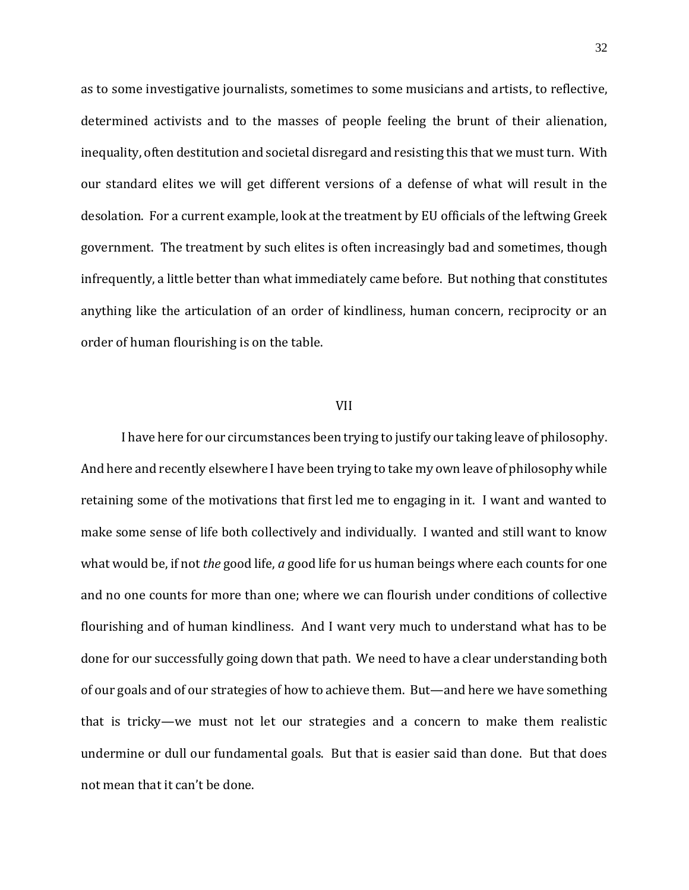as to some investigative journalists, sometimes to some musicians and artists, to reflective, determined activists and to the masses of people feeling the brunt of their alienation, inequality, often destitution and societal disregard and resisting this that we must turn. With our standard elites we will get different versions of a defense of what will result in the desolation. For a current example, look at the treatment by EU officials of the leftwing Greek government. The treatment by such elites is often increasingly bad and sometimes, though infrequently, a little better than what immediately came before. But nothing that constitutes anything like the articulation of an order of kindliness, human concern, reciprocity or an order of human flourishing is on the table.

## VII

I have here for our circumstances been trying to justify our taking leave of philosophy. And here and recently elsewhere I have been trying to take my own leave of philosophy while retaining some of the motivations that first led me to engaging in it. I want and wanted to make some sense of life both collectively and individually. I wanted and still want to know what would be, if not *the* good life, *a* good life for us human beings where each counts for one and no one counts for more than one; where we can flourish under conditions of collective flourishing and of human kindliness. And I want very much to understand what has to be done for our successfully going down that path. We need to have a clear understanding both of our goals and of our strategies of how to achieve them. But—and here we have something that is tricky—we must not let our strategies and a concern to make them realistic undermine or dull our fundamental goals. But that is easier said than done. But that does not mean that it can't be done.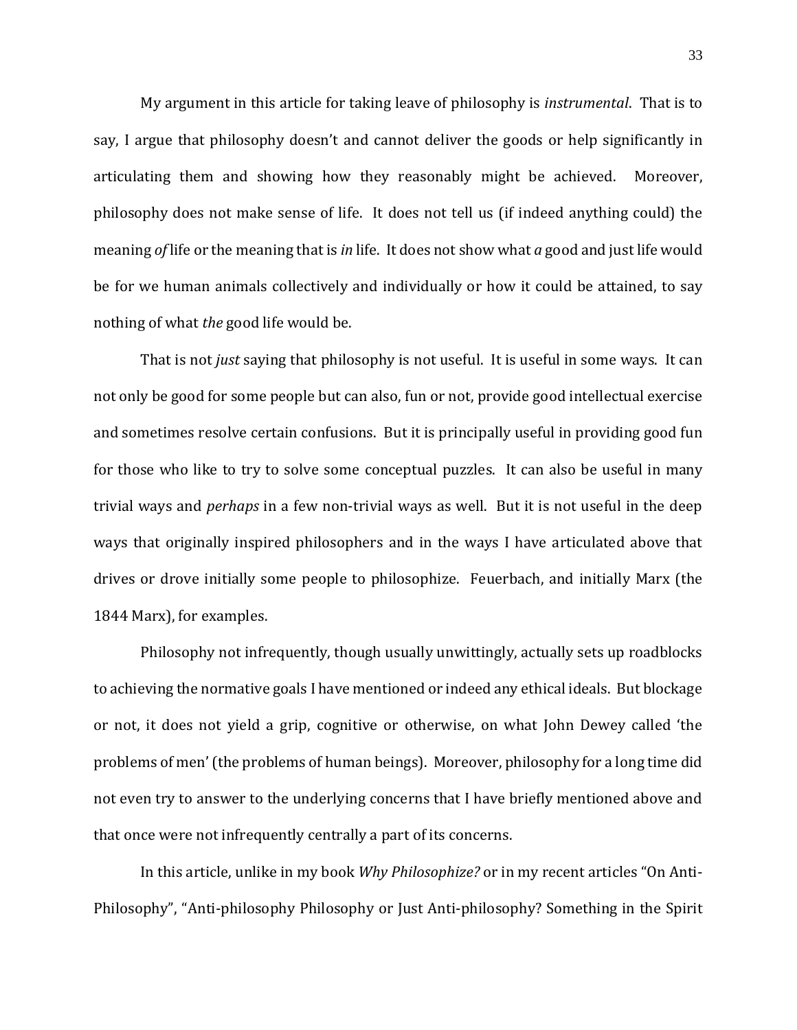My argument in this article for taking leave of philosophy is *instrumental*. That is to say, I argue that philosophy doesn't and cannot deliver the goods or help significantly in articulating them and showing how they reasonably might be achieved. Moreover, philosophy does not make sense of life. It does not tell us (if indeed anything could) the meaning *of* life or the meaning that is *in* life. It does not show what *a* good and just life would be for we human animals collectively and individually or how it could be attained, to say nothing of what *the* good life would be.

That is not *just* saying that philosophy is not useful. It is useful in some ways. It can not only be good for some people but can also, fun or not, provide good intellectual exercise and sometimes resolve certain confusions. But it is principally useful in providing good fun for those who like to try to solve some conceptual puzzles. It can also be useful in many trivial ways and *perhaps* in a few non-trivial ways as well. But it is not useful in the deep ways that originally inspired philosophers and in the ways I have articulated above that drives or drove initially some people to philosophize. Feuerbach, and initially Marx (the 1844 Marx), for examples.

Philosophy not infrequently, though usually unwittingly, actually sets up roadblocks to achieving the normative goals I have mentioned or indeed any ethical ideals. But blockage or not, it does not yield a grip, cognitive or otherwise, on what John Dewey called 'the problems of men' (the problems of human beings). Moreover, philosophy for a long time did not even try to answer to the underlying concerns that I have briefly mentioned above and that once were not infrequently centrally a part of its concerns.

In this article, unlike in my book *Why Philosophize?* or in my recent articles "On Anti-Philosophy", "Anti-philosophy Philosophy or Just Anti-philosophy? Something in the Spirit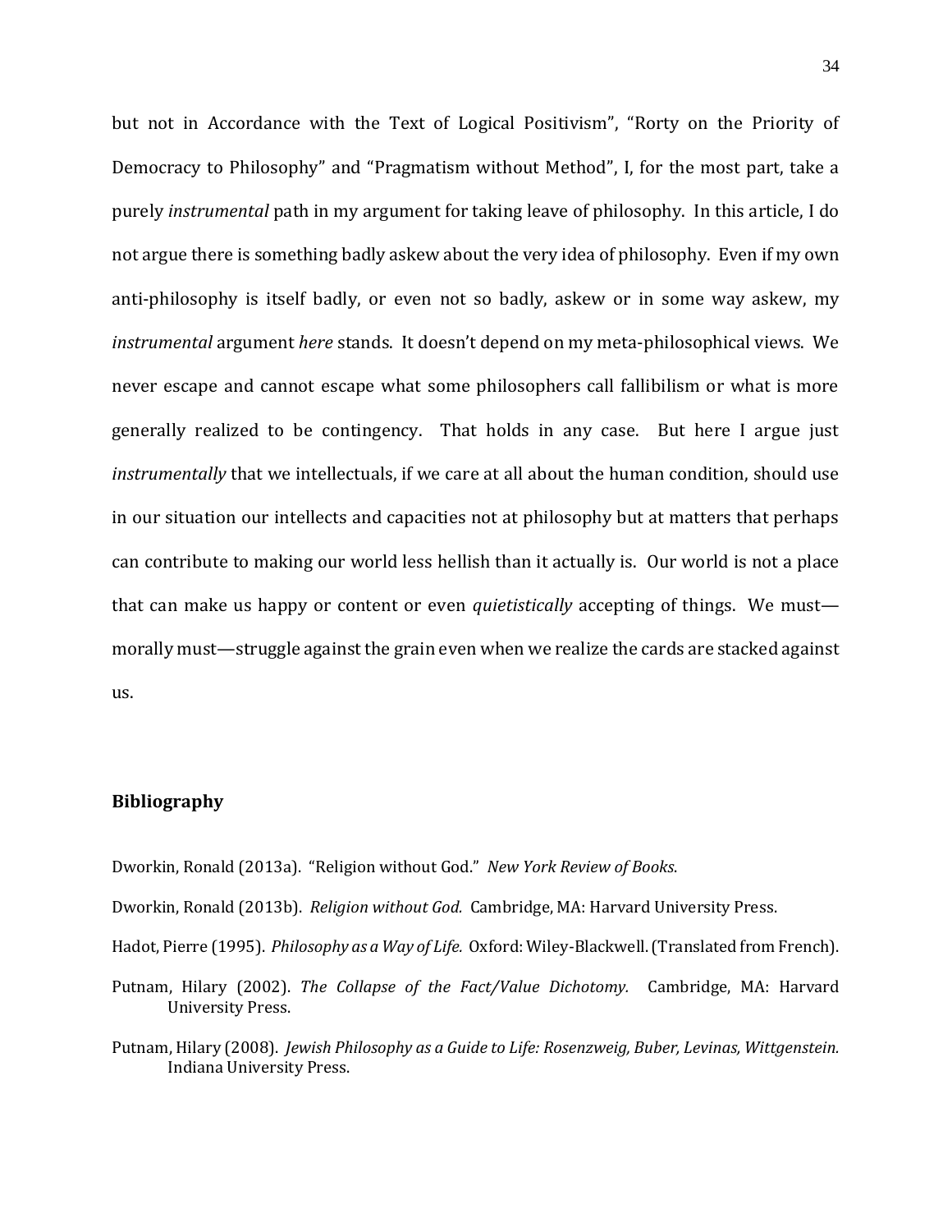but not in Accordance with the Text of Logical Positivism", "Rorty on the Priority of Democracy to Philosophy" and "Pragmatism without Method", I, for the most part, take a purely *instrumental* path in my argument for taking leave of philosophy. In this article, I do not argue there is something badly askew about the very idea of philosophy. Even if my own anti-philosophy is itself badly, or even not so badly, askew or in some way askew, my *instrumental* argument *here* stands. It doesn't depend on my meta-philosophical views. We never escape and cannot escape what some philosophers call fallibilism or what is more generally realized to be contingency. That holds in any case. But here I argue just *instrumentally* that we intellectuals, if we care at all about the human condition, should use in our situation our intellects and capacities not at philosophy but at matters that perhaps can contribute to making our world less hellish than it actually is. Our world is not a place that can make us happy or content or even *quietistically* accepting of things. We must—morally must—struggle against the grain even when we realize the cards are stacked against us.

## Bibliography

Dworkin, Ronald (2013a). "Religion without God." *New York Review of Books*.

Dworkin, Ronald (2013b). *Religion without God.* Cambridge, MA: Harvard University Press.

Hadot, Pierre (1995). *Philosophy as a Way of Life.* Oxford: Wiley-Blackwell. (Translated from French).

Putnam, Hilary (2002). *The Collapse of the Fact/Value Dichotomy.* Cambridge, MA: Harvard University Press.

Putnam, Hilary (2008). *Jewish Philosophy as a Guide to Life: Rosenzweig, Buber, Levinas, Wittgenstein.* Indiana University Press.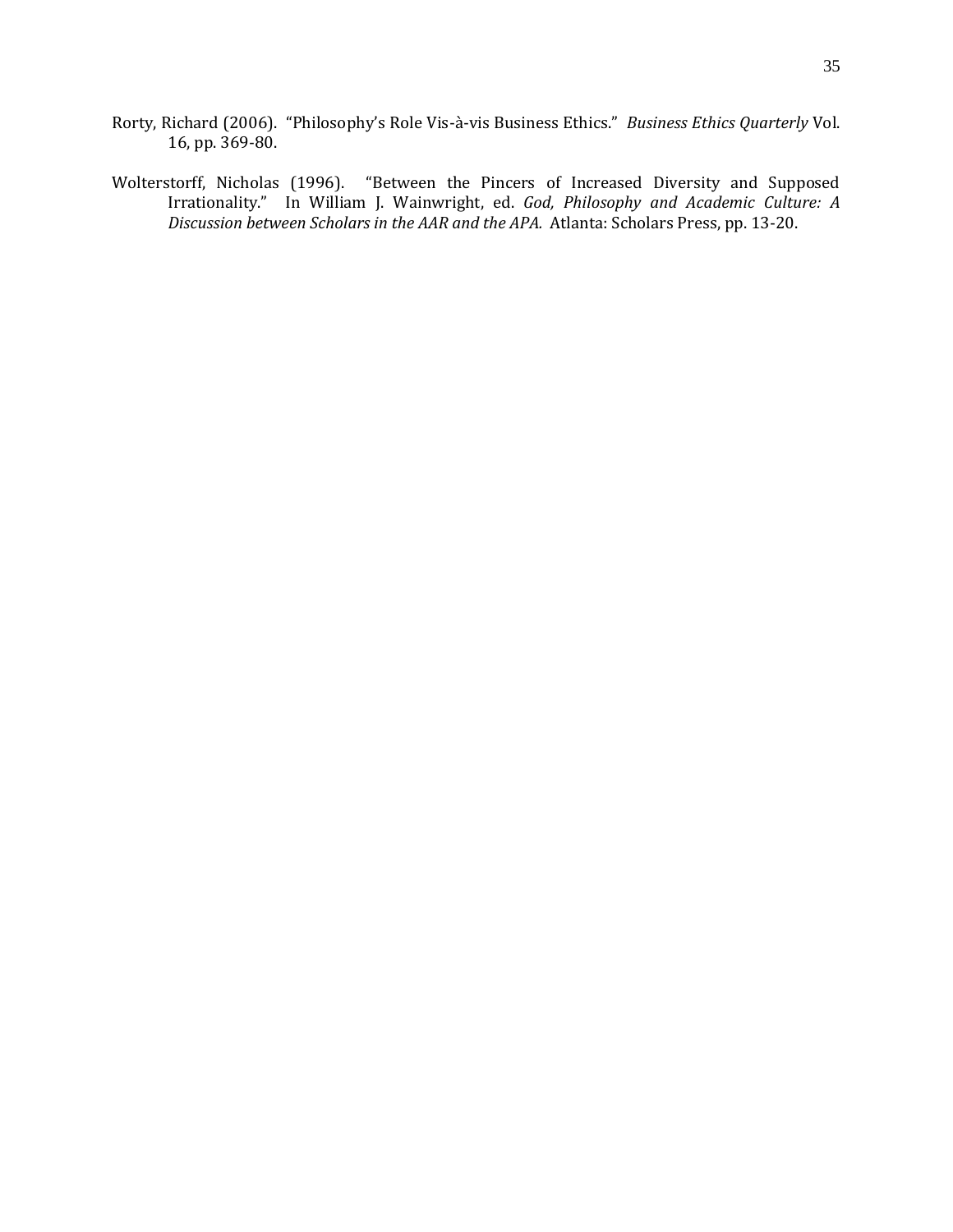Rorty, Richard (2006). "Philosophy's Role Vis-à-vis Business Ethics." *Business Ethics Quarterly* Vol. 16, pp. 369-80.

Wolterstorff, Nicholas (1996). "Between the Pincers of Increased Diversity and Supposed Irrationality." In William J. Wainwright, ed. *God, Philosophy and Academic Culture: A Discussion between Scholars in the AAR and the APA.* Atlanta: Scholars Press, pp. 13-20.